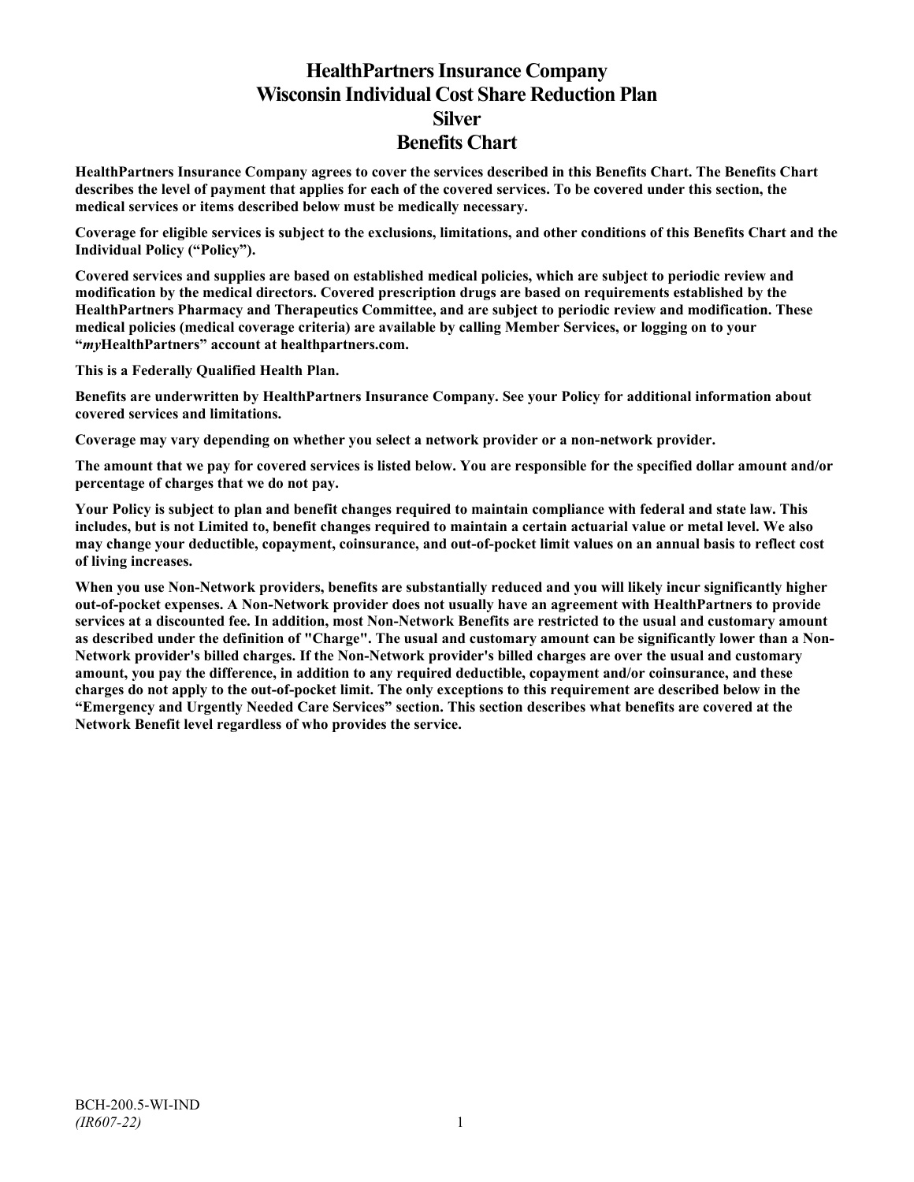# HealthPartners Insurance Company
# Wisconsin Individual Cost Share Reduction Plan
# Silver
# Benefits Chart

**HealthPartners Insurance Company agrees to cover the services described in this Benefits Chart. The Benefits Chart describes the level of payment that applies for each of the covered services. To be covered under this section, the medical services or items described below must be medically necessary.**

**Coverage for eligible services is subject to the exclusions, limitations, and other conditions of this Benefits Chart and the Individual Policy ("Policy").**

**Covered services and supplies are based on established medical policies, which are subject to periodic review and modification by the medical directors. Covered prescription drugs are based on requirements established by the HealthPartners Pharmacy and Therapeutics Committee, and are subject to periodic review and modification. These medical policies (medical coverage criteria) are available by calling Member Services, or logging on to your "*my*HealthPartners" account at healthpartners.com.**

**This is a Federally Qualified Health Plan.**

**Benefits are underwritten by HealthPartners Insurance Company. See your Policy for additional information about covered services and limitations.**

**Coverage may vary depending on whether you select a network provider or a non-network provider.**

**The amount that we pay for covered services is listed below. You are responsible for the specified dollar amount and/or percentage of charges that we do not pay.**

**Your Policy is subject to plan and benefit changes required to maintain compliance with federal and state law. This includes, but is not Limited to, benefit changes required to maintain a certain actuarial value or metal level. We also may change your deductible, copayment, coinsurance, and out-of-pocket limit values on an annual basis to reflect cost of living increases.**

**When you use Non-Network providers, benefits are substantially reduced and you will likely incur significantly higher out-of-pocket expenses. A Non-Network provider does not usually have an agreement with HealthPartners to provide services at a discounted fee. In addition, most Non-Network Benefits are restricted to the usual and customary amount as described under the definition of "Charge". The usual and customary amount can be significantly lower than a Non-Network provider's billed charges. If the Non-Network provider's billed charges are over the usual and customary amount, you pay the difference, in addition to any required deductible, copayment and/or coinsurance, and these charges do not apply to the out-of-pocket limit. The only exceptions to this requirement are described below in the "Emergency and Urgently Needed Care Services" section. This section describes what benefits are covered at the Network Benefit level regardless of who provides the service.**

BCH-200.5-WI-IND
*(IR607-22)*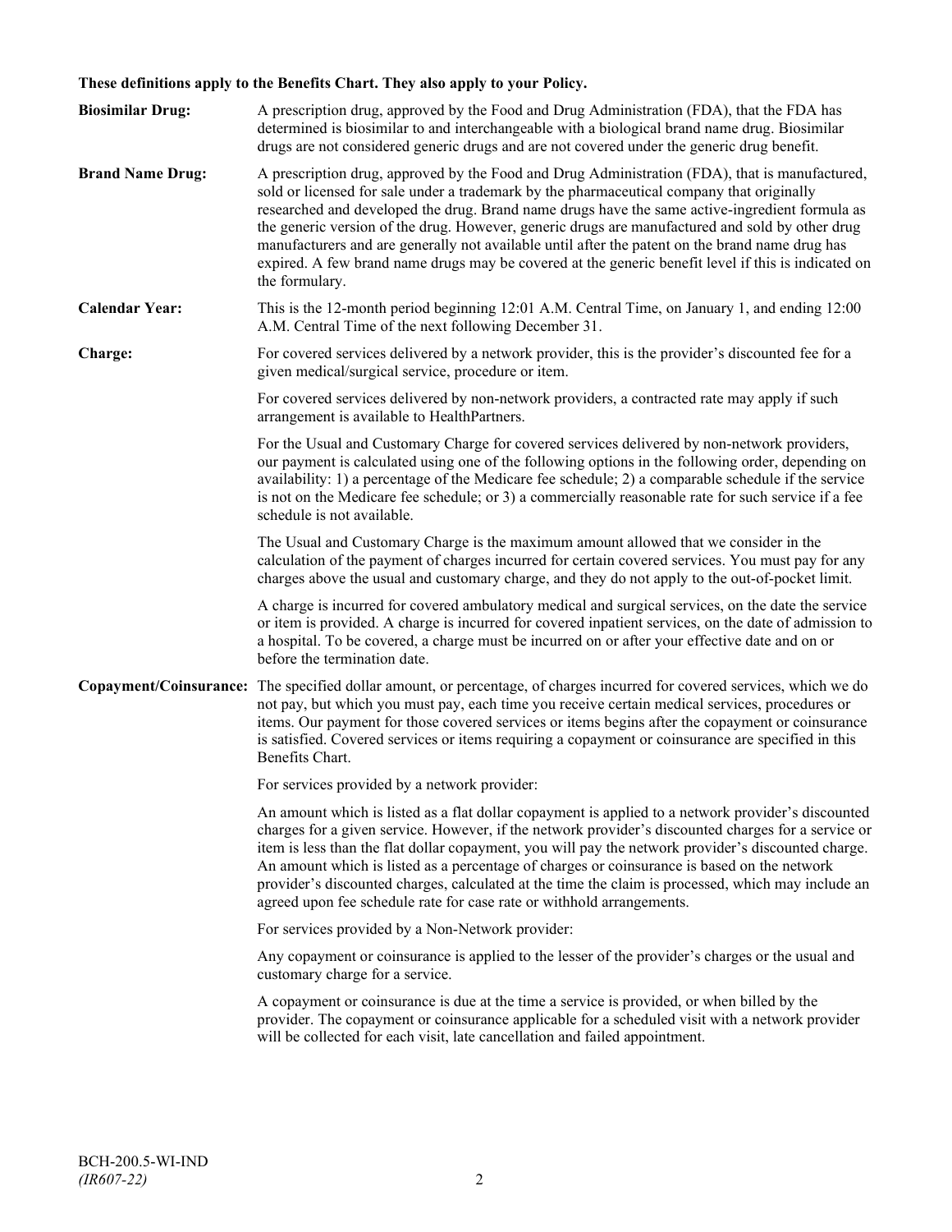**These definitions apply to the Benefits Chart. They also apply to your Policy.**

**Biosimilar Drug:** A prescription drug, approved by the Food and Drug Administration (FDA), that the FDA has determined is biosimilar to and interchangeable with a biological brand name drug. Biosimilar drugs are not considered generic drugs and are not covered under the generic drug benefit.

**Brand Name Drug:** A prescription drug, approved by the Food and Drug Administration (FDA), that is manufactured, sold or licensed for sale under a trademark by the pharmaceutical company that originally researched and developed the drug. Brand name drugs have the same active-ingredient formula as the generic version of the drug. However, generic drugs are manufactured and sold by other drug manufacturers and are generally not available until after the patent on the brand name drug has expired. A few brand name drugs may be covered at the generic benefit level if this is indicated on the formulary.

**Calendar Year:** This is the 12-month period beginning 12:01 A.M. Central Time, on January 1, and ending 12:00 A.M. Central Time of the next following December 31.

**Charge:** For covered services delivered by a network provider, this is the provider's discounted fee for a given medical/surgical service, procedure or item.

For covered services delivered by non-network providers, a contracted rate may apply if such arrangement is available to HealthPartners.

For the Usual and Customary Charge for covered services delivered by non-network providers, our payment is calculated using one of the following options in the following order, depending on availability: 1) a percentage of the Medicare fee schedule; 2) a comparable schedule if the service is not on the Medicare fee schedule; or 3) a commercially reasonable rate for such service if a fee schedule is not available.

The Usual and Customary Charge is the maximum amount allowed that we consider in the calculation of the payment of charges incurred for certain covered services. You must pay for any charges above the usual and customary charge, and they do not apply to the out-of-pocket limit.

A charge is incurred for covered ambulatory medical and surgical services, on the date the service or item is provided. A charge is incurred for covered inpatient services, on the date of admission to a hospital. To be covered, a charge must be incurred on or after your effective date and on or before the termination date.

**Copayment/Coinsurance:** The specified dollar amount, or percentage, of charges incurred for covered services, which we do not pay, but which you must pay, each time you receive certain medical services, procedures or items. Our payment for those covered services or items begins after the copayment or coinsurance is satisfied. Covered services or items requiring a copayment or coinsurance are specified in this Benefits Chart.

For services provided by a network provider:

An amount which is listed as a flat dollar copayment is applied to a network provider's discounted charges for a given service. However, if the network provider's discounted charges for a service or item is less than the flat dollar copayment, you will pay the network provider's discounted charge. An amount which is listed as a percentage of charges or coinsurance is based on the network provider's discounted charges, calculated at the time the claim is processed, which may include an agreed upon fee schedule rate for case rate or withhold arrangements.

For services provided by a Non-Network provider:

Any copayment or coinsurance is applied to the lesser of the provider's charges or the usual and customary charge for a service.

A copayment or coinsurance is due at the time a service is provided, or when billed by the provider. The copayment or coinsurance applicable for a scheduled visit with a network provider will be collected for each visit, late cancellation and failed appointment.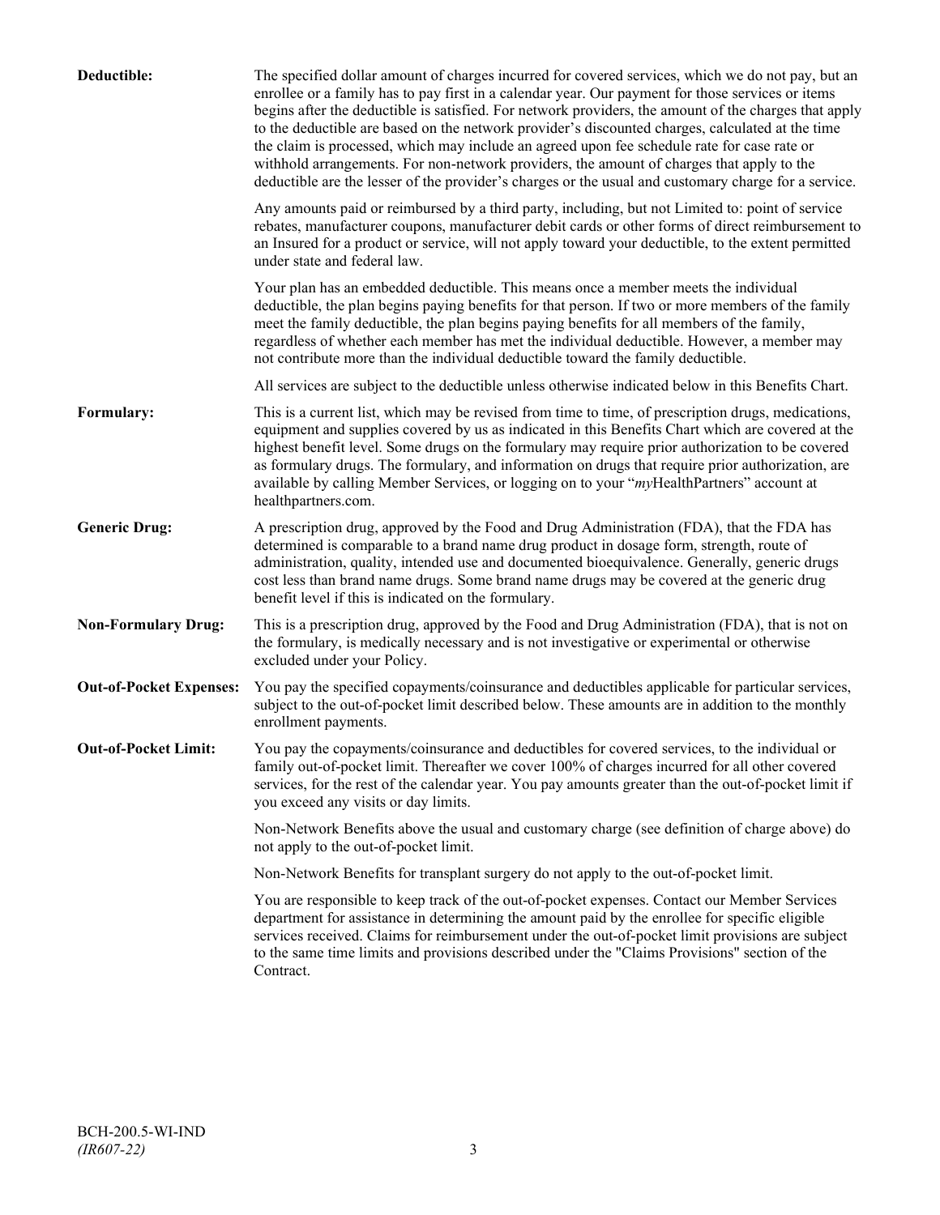**Deductible:** The specified dollar amount of charges incurred for covered services, which we do not pay, but an enrollee or a family has to pay first in a calendar year. Our payment for those services or items begins after the deductible is satisfied. For network providers, the amount of the charges that apply to the deductible are based on the network provider's discounted charges, calculated at the time the claim is processed, which may include an agreed upon fee schedule rate for case rate or withhold arrangements. For non-network providers, the amount of charges that apply to the deductible are the lesser of the provider's charges or the usual and customary charge for a service.

Any amounts paid or reimbursed by a third party, including, but not Limited to: point of service rebates, manufacturer coupons, manufacturer debit cards or other forms of direct reimbursement to an Insured for a product or service, will not apply toward your deductible, to the extent permitted under state and federal law.

Your plan has an embedded deductible. This means once a member meets the individual deductible, the plan begins paying benefits for that person. If two or more members of the family meet the family deductible, the plan begins paying benefits for all members of the family, regardless of whether each member has met the individual deductible. However, a member may not contribute more than the individual deductible toward the family deductible.

All services are subject to the deductible unless otherwise indicated below in this Benefits Chart.

**Formulary:** This is a current list, which may be revised from time to time, of prescription drugs, medications, equipment and supplies covered by us as indicated in this Benefits Chart which are covered at the highest benefit level. Some drugs on the formulary may require prior authorization to be covered as formulary drugs. The formulary, and information on drugs that require prior authorization, are available by calling Member Services, or logging on to your "*my*HealthPartners" account at healthpartners.com.

**Generic Drug:** A prescription drug, approved by the Food and Drug Administration (FDA), that the FDA has determined is comparable to a brand name drug product in dosage form, strength, route of administration, quality, intended use and documented bioequivalence. Generally, generic drugs cost less than brand name drugs. Some brand name drugs may be covered at the generic drug benefit level if this is indicated on the formulary.

**Non-Formulary Drug:** This is a prescription drug, approved by the Food and Drug Administration (FDA), that is not on the formulary, is medically necessary and is not investigative or experimental or otherwise excluded under your Policy.

**Out-of-Pocket Expenses:** You pay the specified copayments/coinsurance and deductibles applicable for particular services, subject to the out-of-pocket limit described below. These amounts are in addition to the monthly enrollment payments.

**Out-of-Pocket Limit:** You pay the copayments/coinsurance and deductibles for covered services, to the individual or family out-of-pocket limit. Thereafter we cover 100% of charges incurred for all other covered services, for the rest of the calendar year. You pay amounts greater than the out-of-pocket limit if you exceed any visits or day limits.

Non-Network Benefits above the usual and customary charge (see definition of charge above) do not apply to the out-of-pocket limit.

Non-Network Benefits for transplant surgery do not apply to the out-of-pocket limit.

You are responsible to keep track of the out-of-pocket expenses. Contact our Member Services department for assistance in determining the amount paid by the enrollee for specific eligible services received. Claims for reimbursement under the out-of-pocket limit provisions are subject to the same time limits and provisions described under the "Claims Provisions" section of the Contract.

BCH-200.5-WI-IND
*(IR607-22)*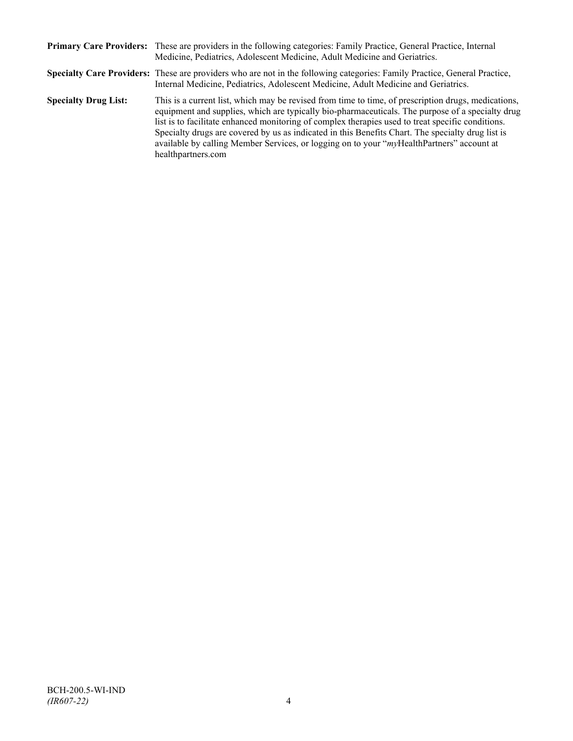**Primary Care Providers:** These are providers in the following categories: Family Practice, General Practice, Internal Medicine, Pediatrics, Adolescent Medicine, Adult Medicine and Geriatrics.

**Specialty Care Providers:** These are providers who are not in the following categories: Family Practice, General Practice, Internal Medicine, Pediatrics, Adolescent Medicine, Adult Medicine and Geriatrics.

**Specialty Drug List:** This is a current list, which may be revised from time to time, of prescription drugs, medications, equipment and supplies, which are typically bio-pharmaceuticals. The purpose of a specialty drug list is to facilitate enhanced monitoring of complex therapies used to treat specific conditions. Specialty drugs are covered by us as indicated in this Benefits Chart. The specialty drug list is available by calling Member Services, or logging on to your "*my*HealthPartners" account at healthpartners.com

BCH-200.5-WI-IND
*(IR607-22)*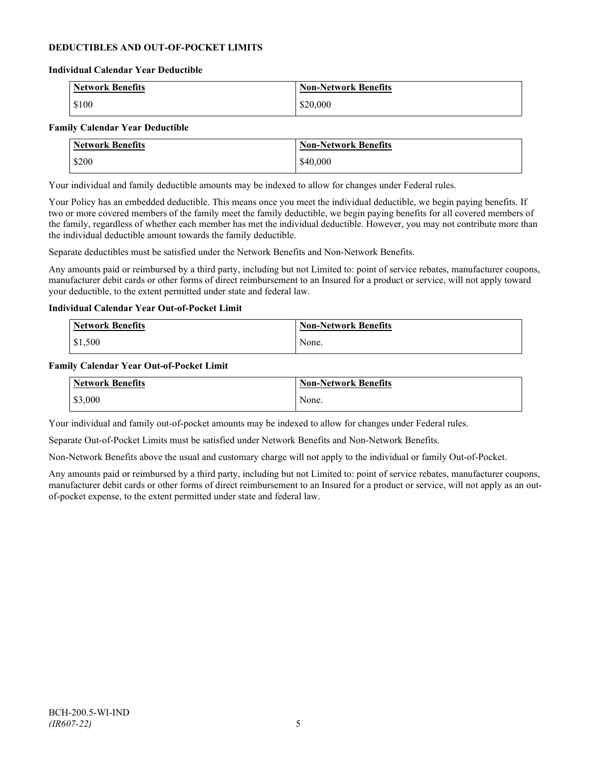**DEDUCTIBLES AND OUT-OF-POCKET LIMITS**

**Individual Calendar Year Deductible**

| Network Benefits | Non-Network Benefits |
| --- | --- |
| $100 | $20,000 |

**Family Calendar Year Deductible**

| Network Benefits | Non-Network Benefits |
| --- | --- |
| $200 | $40,000 |

Your individual and family deductible amounts may be indexed to allow for changes under Federal rules.

Your Policy has an embedded deductible. This means once you meet the individual deductible, we begin paying benefits. If two or more covered members of the family meet the family deductible, we begin paying benefits for all covered members of the family, regardless of whether each member has met the individual deductible. However, you may not contribute more than the individual deductible amount towards the family deductible.

Separate deductibles must be satisfied under the Network Benefits and Non-Network Benefits.

Any amounts paid or reimbursed by a third party, including but not Limited to: point of service rebates, manufacturer coupons, manufacturer debit cards or other forms of direct reimbursement to an Insured for a product or service, will not apply toward your deductible, to the extent permitted under state and federal law.

**Individual Calendar Year Out-of-Pocket Limit**

| Network Benefits | Non-Network Benefits |
| --- | --- |
| $1,500 | None. |

**Family Calendar Year Out-of-Pocket Limit**

| Network Benefits | Non-Network Benefits |
| --- | --- |
| $3,000 | None. |

Your individual and family out-of-pocket amounts may be indexed to allow for changes under Federal rules.

Separate Out-of-Pocket Limits must be satisfied under Network Benefits and Non-Network Benefits.

Non-Network Benefits above the usual and customary charge will not apply to the individual or family Out-of-Pocket.

Any amounts paid or reimbursed by a third party, including but not Limited to: point of service rebates, manufacturer coupons, manufacturer debit cards or other forms of direct reimbursement to an Insured for a product or service, will not apply as an out-of-pocket expense, to the extent permitted under state and federal law.

BCH-200.5-WI-IND
*(IR607-22)*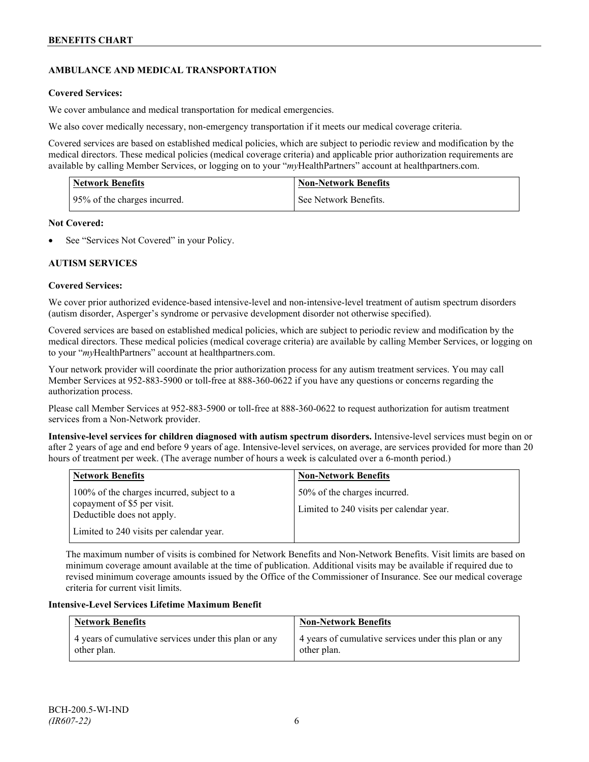## AMBULANCE AND MEDICAL TRANSPORTATION

**Covered Services:**

We cover ambulance and medical transportation for medical emergencies.

We also cover medically necessary, non-emergency transportation if it meets our medical coverage criteria.

Covered services are based on established medical policies, which are subject to periodic review and modification by the medical directors. These medical policies (medical coverage criteria) and applicable prior authorization requirements are available by calling Member Services, or logging on to your "*my*HealthPartners" account at healthpartners.com.

| Network Benefits | Non-Network Benefits |
|---|---|
| 95% of the charges incurred. | See Network Benefits. |

**Not Covered:**

- See "Services Not Covered" in your Policy.

## AUTISM SERVICES

**Covered Services:**

We cover prior authorized evidence-based intensive-level and non-intensive-level treatment of autism spectrum disorders (autism disorder, Asperger's syndrome or pervasive development disorder not otherwise specified).

Covered services are based on established medical policies, which are subject to periodic review and modification by the medical directors. These medical policies (medical coverage criteria) are available by calling Member Services, or logging on to your "*my*HealthPartners" account at healthpartners.com.

Your network provider will coordinate the prior authorization process for any autism treatment services. You may call Member Services at 952-883-5900 or toll-free at 888-360-0622 if you have any questions or concerns regarding the authorization process.

Please call Member Services at 952-883-5900 or toll-free at 888-360-0622 to request authorization for autism treatment services from a Non-Network provider.

**Intensive-level services for children diagnosed with autism spectrum disorders.** Intensive-level services must begin on or after 2 years of age and end before 9 years of age. Intensive-level services, on average, are services provided for more than 20 hours of treatment per week. (The average number of hours a week is calculated over a 6-month period.)

| Network Benefits | Non-Network Benefits |
|---|---|
| 100% of the charges incurred, subject to a copayment of $5 per visit. Deductible does not apply.<br><br>Limited to 240 visits per calendar year. | 50% of the charges incurred.<br><br>Limited to 240 visits per calendar year. |

The maximum number of visits is combined for Network Benefits and Non-Network Benefits. Visit limits are based on minimum coverage amount available at the time of publication. Additional visits may be available if required due to revised minimum coverage amounts issued by the Office of the Commissioner of Insurance. See our medical coverage criteria for current visit limits.

**Intensive-Level Services Lifetime Maximum Benefit**

| Network Benefits | Non-Network Benefits |
|---|---|
| 4 years of cumulative services under this plan or any other plan. | 4 years of cumulative services under this plan or any other plan. |

BCH-200.5-WI-IND
*(IR607-22)*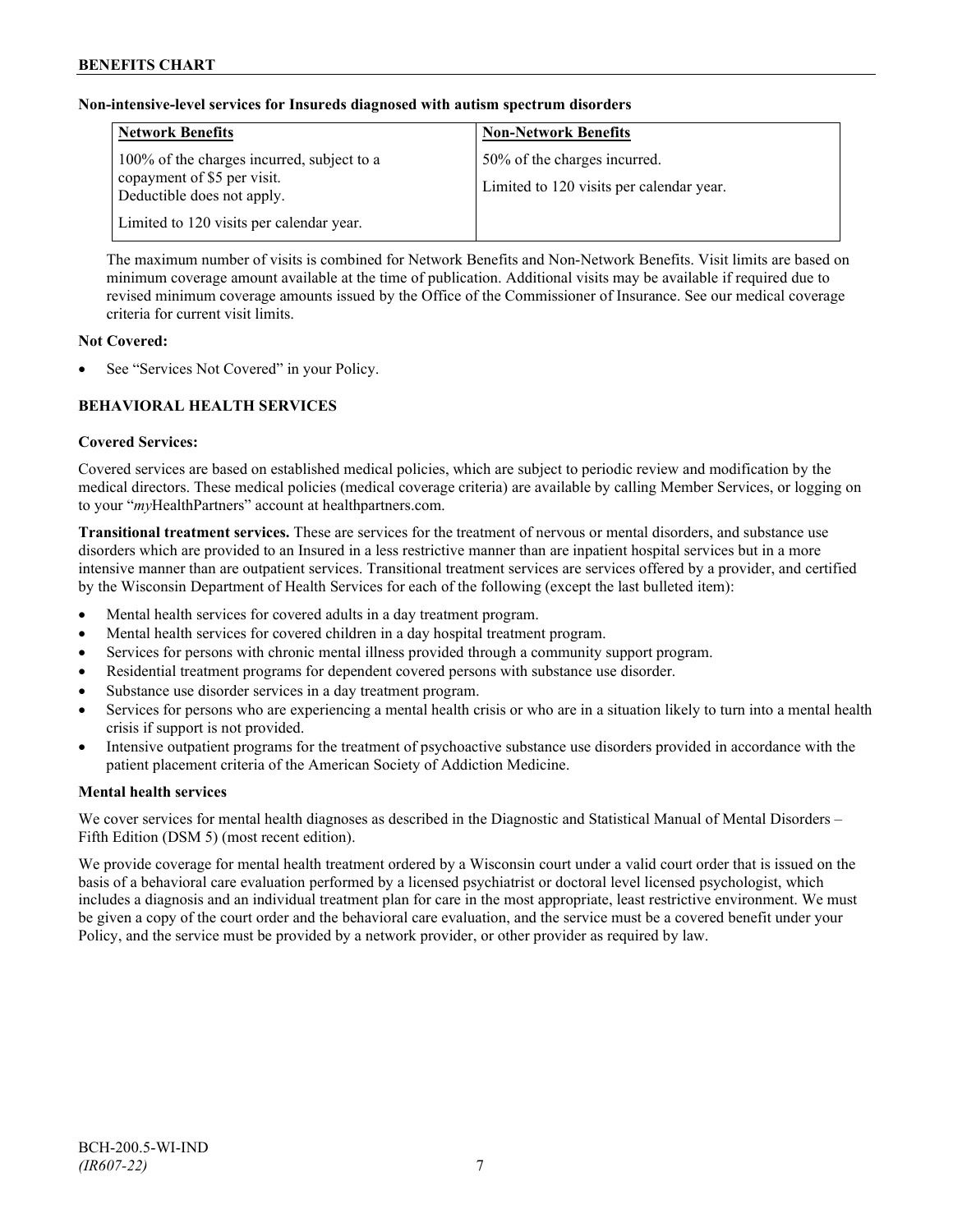**Non-intensive-level services for Insureds diagnosed with autism spectrum disorders**

| Network Benefits | Non-Network Benefits |
|---|---|
| 100% of the charges incurred, subject to a copayment of $5 per visit. Deductible does not apply. Limited to 120 visits per calendar year. | 50% of the charges incurred. Limited to 120 visits per calendar year. |

The maximum number of visits is combined for Network Benefits and Non-Network Benefits. Visit limits are based on minimum coverage amount available at the time of publication. Additional visits may be available if required due to revised minimum coverage amounts issued by the Office of the Commissioner of Insurance. See our medical coverage criteria for current visit limits.

**Not Covered:**

- See "Services Not Covered" in your Policy.

## BEHAVIORAL HEALTH SERVICES

**Covered Services:**

Covered services are based on established medical policies, which are subject to periodic review and modification by the medical directors. These medical policies (medical coverage criteria) are available by calling Member Services, or logging on to your "*my*HealthPartners" account at healthpartners.com.

**Transitional treatment services.** These are services for the treatment of nervous or mental disorders, and substance use disorders which are provided to an Insured in a less restrictive manner than are inpatient hospital services but in a more intensive manner than are outpatient services. Transitional treatment services are services offered by a provider, and certified by the Wisconsin Department of Health Services for each of the following (except the last bulleted item):

- Mental health services for covered adults in a day treatment program.
- Mental health services for covered children in a day hospital treatment program.
- Services for persons with chronic mental illness provided through a community support program.
- Residential treatment programs for dependent covered persons with substance use disorder.
- Substance use disorder services in a day treatment program.
- Services for persons who are experiencing a mental health crisis or who are in a situation likely to turn into a mental health crisis if support is not provided.
- Intensive outpatient programs for the treatment of psychoactive substance use disorders provided in accordance with the patient placement criteria of the American Society of Addiction Medicine.

**Mental health services**

We cover services for mental health diagnoses as described in the Diagnostic and Statistical Manual of Mental Disorders – Fifth Edition (DSM 5) (most recent edition).

We provide coverage for mental health treatment ordered by a Wisconsin court under a valid court order that is issued on the basis of a behavioral care evaluation performed by a licensed psychiatrist or doctoral level licensed psychologist, which includes a diagnosis and an individual treatment plan for care in the most appropriate, least restrictive environment. We must be given a copy of the court order and the behavioral care evaluation, and the service must be a covered benefit under your Policy, and the service must be provided by a network provider, or other provider as required by law.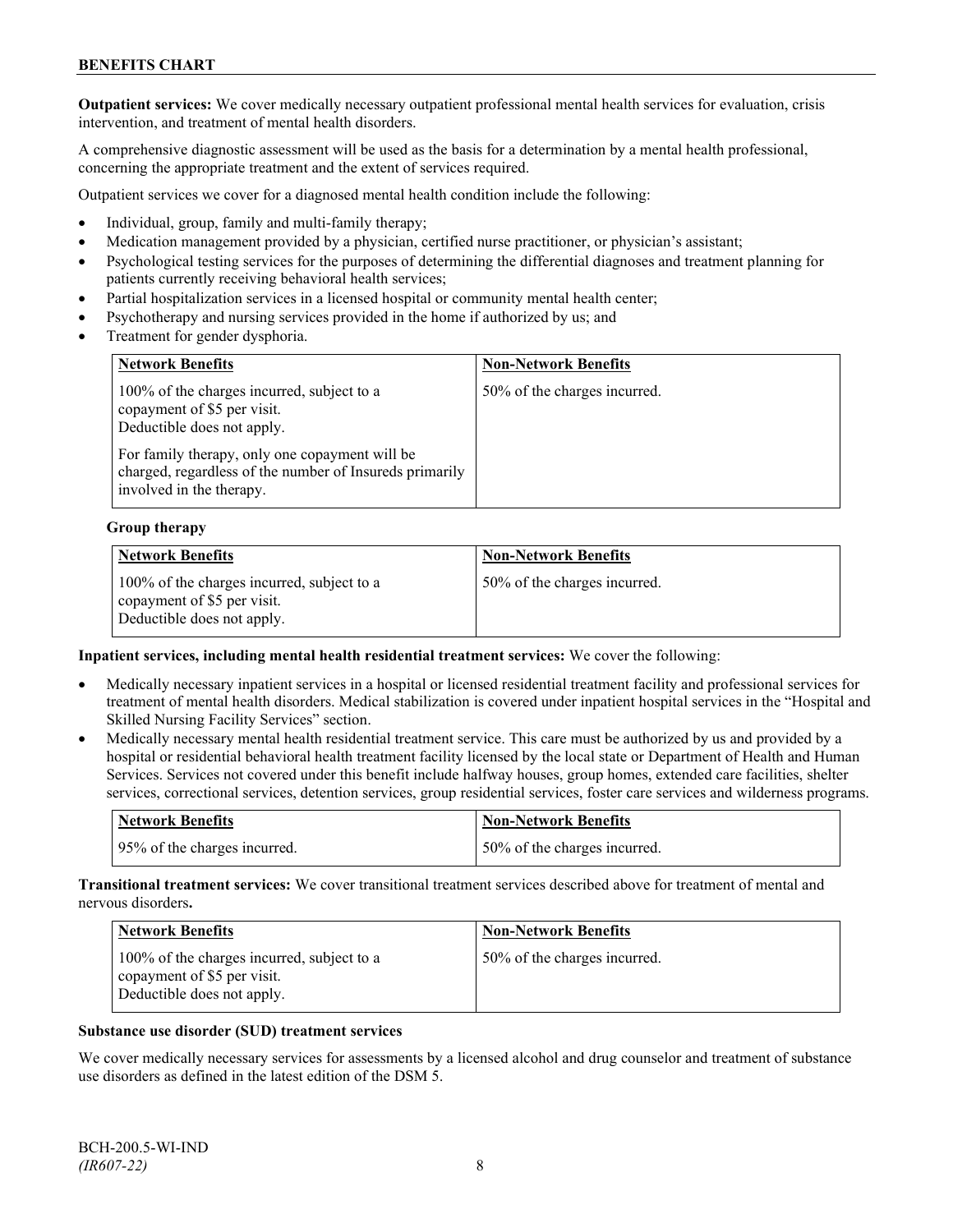**Outpatient services:** We cover medically necessary outpatient professional mental health services for evaluation, crisis intervention, and treatment of mental health disorders.

A comprehensive diagnostic assessment will be used as the basis for a determination by a mental health professional, concerning the appropriate treatment and the extent of services required.

Outpatient services we cover for a diagnosed mental health condition include the following:

- Individual, group, family and multi-family therapy;
- Medication management provided by a physician, certified nurse practitioner, or physician's assistant;
- Psychological testing services for the purposes of determining the differential diagnoses and treatment planning for patients currently receiving behavioral health services;
- Partial hospitalization services in a licensed hospital or community mental health center;
- Psychotherapy and nursing services provided in the home if authorized by us; and
- Treatment for gender dysphoria.

| Network Benefits | Non-Network Benefits |
|---|---|
| 100% of the charges incurred, subject to a copayment of $5 per visit. Deductible does not apply.<br><br>For family therapy, only one copayment will be charged, regardless of the number of Insureds primarily involved in the therapy. | 50% of the charges incurred. |

**Group therapy**

| Network Benefits | Non-Network Benefits |
|---|---|
| 100% of the charges incurred, subject to a copayment of $5 per visit. Deductible does not apply. | 50% of the charges incurred. |

**Inpatient services, including mental health residential treatment services:** We cover the following:

- Medically necessary inpatient services in a hospital or licensed residential treatment facility and professional services for treatment of mental health disorders. Medical stabilization is covered under inpatient hospital services in the "Hospital and Skilled Nursing Facility Services" section.
- Medically necessary mental health residential treatment service. This care must be authorized by us and provided by a hospital or residential behavioral health treatment facility licensed by the local state or Department of Health and Human Services. Services not covered under this benefit include halfway houses, group homes, extended care facilities, shelter services, correctional services, detention services, group residential services, foster care services and wilderness programs.

| Network Benefits | Non-Network Benefits |
|---|---|
| 95% of the charges incurred. | 50% of the charges incurred. |

**Transitional treatment services:** We cover transitional treatment services described above for treatment of mental and nervous disorders**.**

| Network Benefits | Non-Network Benefits |
|---|---|
| 100% of the charges incurred, subject to a copayment of $5 per visit. Deductible does not apply. | 50% of the charges incurred. |

**Substance use disorder (SUD) treatment services**

We cover medically necessary services for assessments by a licensed alcohol and drug counselor and treatment of substance use disorders as defined in the latest edition of the DSM 5.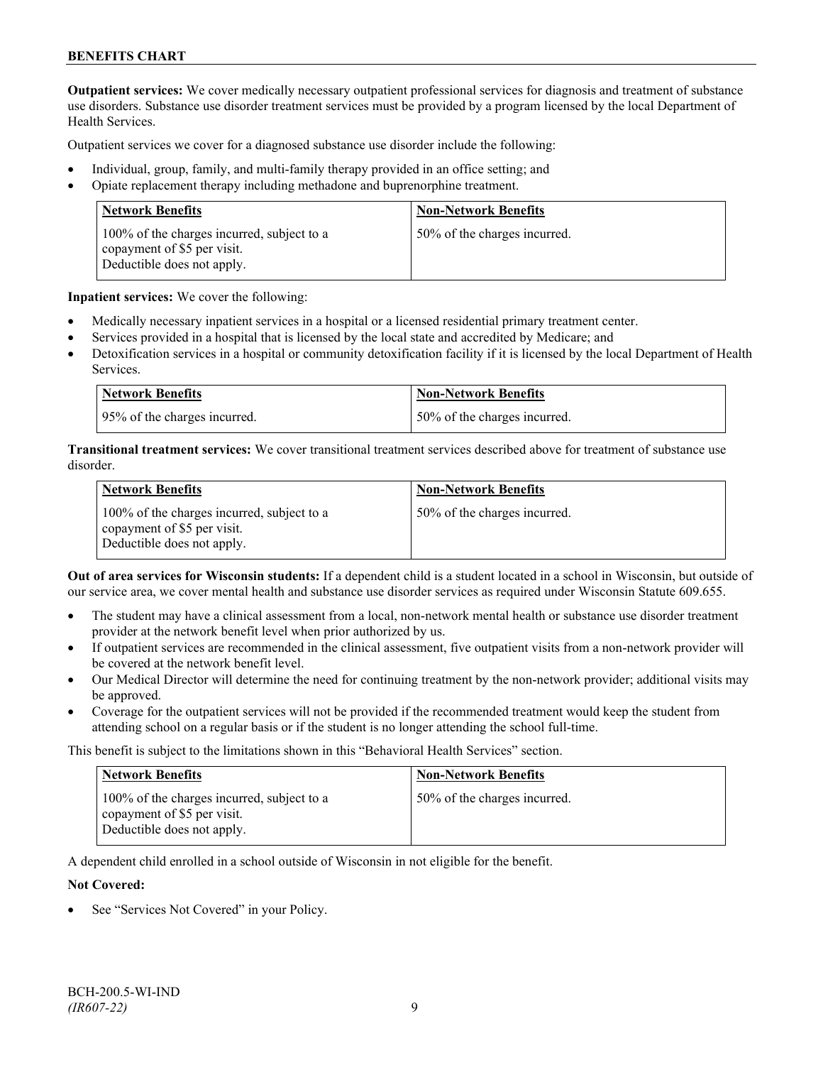**Outpatient services:** We cover medically necessary outpatient professional services for diagnosis and treatment of substance use disorders. Substance use disorder treatment services must be provided by a program licensed by the local Department of Health Services.

Outpatient services we cover for a diagnosed substance use disorder include the following:

- Individual, group, family, and multi-family therapy provided in an office setting; and
- Opiate replacement therapy including methadone and buprenorphine treatment.

| Network Benefits | Non-Network Benefits |
| --- | --- |
| 100% of the charges incurred, subject to a copayment of $5 per visit. Deductible does not apply. | 50% of the charges incurred. |

**Inpatient services:** We cover the following:

- Medically necessary inpatient services in a hospital or a licensed residential primary treatment center.
- Services provided in a hospital that is licensed by the local state and accredited by Medicare; and
- Detoxification services in a hospital or community detoxification facility if it is licensed by the local Department of Health Services.

| Network Benefits | Non-Network Benefits |
| --- | --- |
| 95% of the charges incurred. | 50% of the charges incurred. |

**Transitional treatment services:** We cover transitional treatment services described above for treatment of substance use disorder.

| Network Benefits | Non-Network Benefits |
| --- | --- |
| 100% of the charges incurred, subject to a copayment of $5 per visit. Deductible does not apply. | 50% of the charges incurred. |

**Out of area services for Wisconsin students:** If a dependent child is a student located in a school in Wisconsin, but outside of our service area, we cover mental health and substance use disorder services as required under Wisconsin Statute 609.655.

- The student may have a clinical assessment from a local, non-network mental health or substance use disorder treatment provider at the network benefit level when prior authorized by us.
- If outpatient services are recommended in the clinical assessment, five outpatient visits from a non-network provider will be covered at the network benefit level.
- Our Medical Director will determine the need for continuing treatment by the non-network provider; additional visits may be approved.
- Coverage for the outpatient services will not be provided if the recommended treatment would keep the student from attending school on a regular basis or if the student is no longer attending the school full-time.

This benefit is subject to the limitations shown in this "Behavioral Health Services" section.

| Network Benefits | Non-Network Benefits |
| --- | --- |
| 100% of the charges incurred, subject to a copayment of $5 per visit. Deductible does not apply. | 50% of the charges incurred. |

A dependent child enrolled in a school outside of Wisconsin in not eligible for the benefit.

**Not Covered:**

- See "Services Not Covered" in your Policy.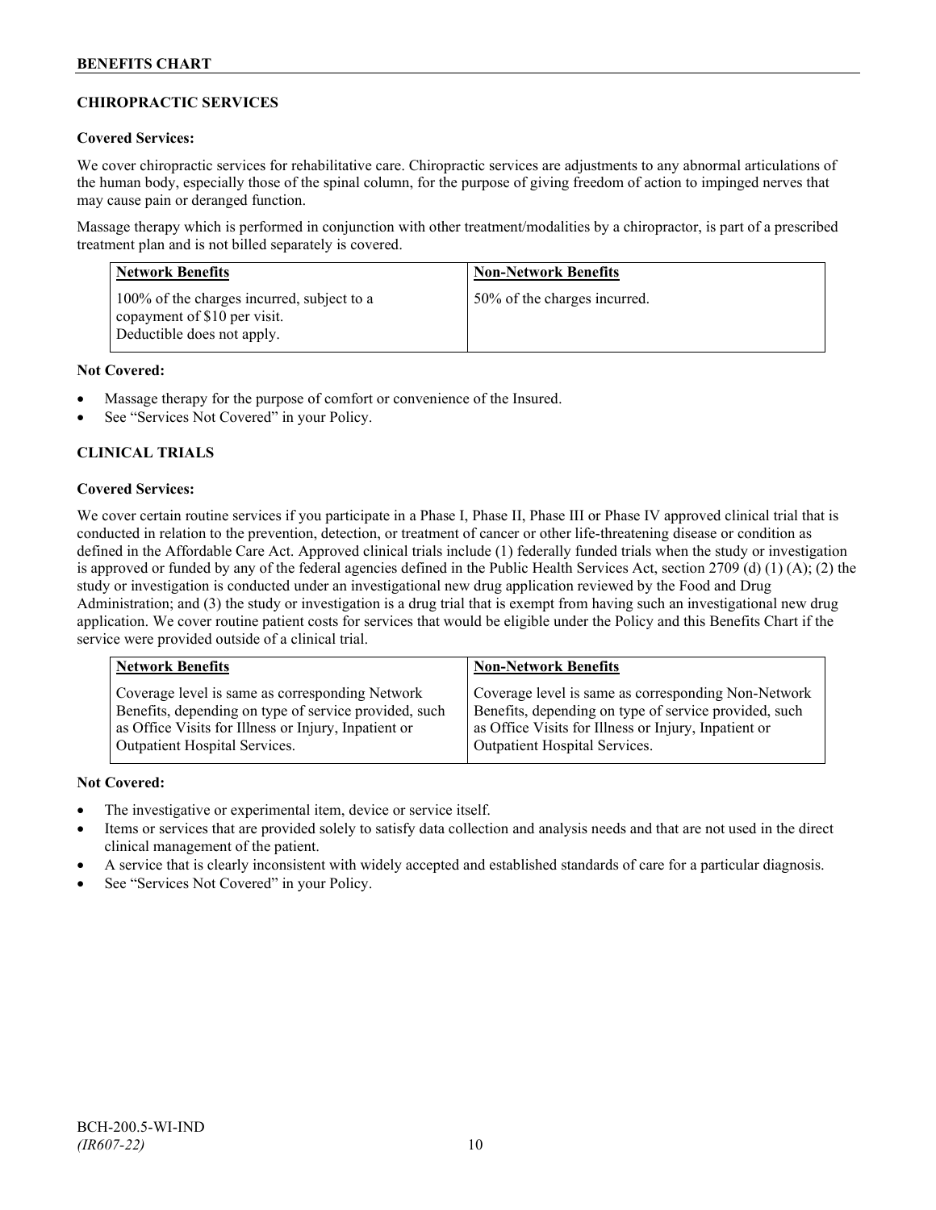## CHIROPRACTIC SERVICES

**Covered Services:**

We cover chiropractic services for rehabilitative care. Chiropractic services are adjustments to any abnormal articulations of the human body, especially those of the spinal column, for the purpose of giving freedom of action to impinged nerves that may cause pain or deranged function.

Massage therapy which is performed in conjunction with other treatment/modalities by a chiropractor, is part of a prescribed treatment plan and is not billed separately is covered.

| Network Benefits | Non-Network Benefits |
| --- | --- |
| 100% of the charges incurred, subject to a copayment of $10 per visit. Deductible does not apply. | 50% of the charges incurred. |

**Not Covered:**

- Massage therapy for the purpose of comfort or convenience of the Insured.
- See "Services Not Covered" in your Policy.

## CLINICAL TRIALS

**Covered Services:**

We cover certain routine services if you participate in a Phase I, Phase II, Phase III or Phase IV approved clinical trial that is conducted in relation to the prevention, detection, or treatment of cancer or other life-threatening disease or condition as defined in the Affordable Care Act. Approved clinical trials include (1) federally funded trials when the study or investigation is approved or funded by any of the federal agencies defined in the Public Health Services Act, section 2709 (d) (1) (A); (2) the study or investigation is conducted under an investigational new drug application reviewed by the Food and Drug Administration; and (3) the study or investigation is a drug trial that is exempt from having such an investigational new drug application. We cover routine patient costs for services that would be eligible under the Policy and this Benefits Chart if the service were provided outside of a clinical trial.

| Network Benefits | Non-Network Benefits |
| --- | --- |
| Coverage level is same as corresponding Network Benefits, depending on type of service provided, such as Office Visits for Illness or Injury, Inpatient or Outpatient Hospital Services. | Coverage level is same as corresponding Non-Network Benefits, depending on type of service provided, such as Office Visits for Illness or Injury, Inpatient or Outpatient Hospital Services. |

**Not Covered:**

- The investigative or experimental item, device or service itself.
- Items or services that are provided solely to satisfy data collection and analysis needs and that are not used in the direct clinical management of the patient.
- A service that is clearly inconsistent with widely accepted and established standards of care for a particular diagnosis.
- See "Services Not Covered" in your Policy.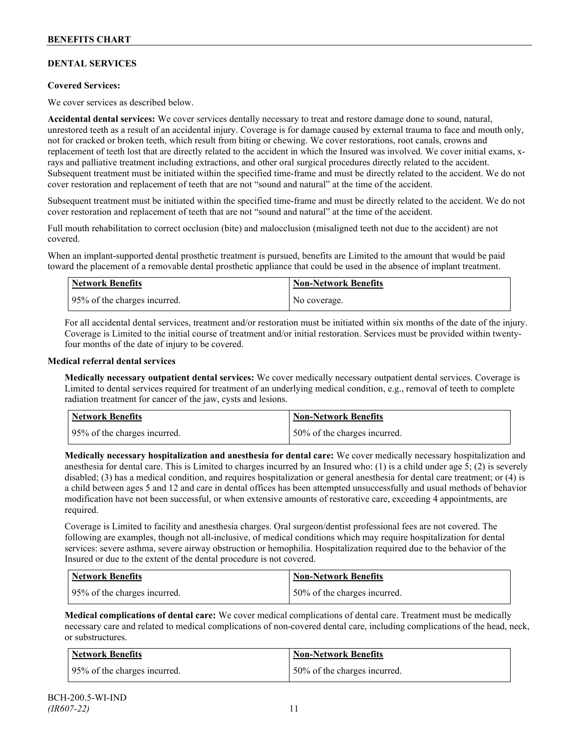## DENTAL SERVICES

**Covered Services:**

We cover services as described below.

**Accidental dental services:** We cover services dentally necessary to treat and restore damage done to sound, natural, unrestored teeth as a result of an accidental injury. Coverage is for damage caused by external trauma to face and mouth only, not for cracked or broken teeth, which result from biting or chewing. We cover restorations, root canals, crowns and replacement of teeth lost that are directly related to the accident in which the Insured was involved. We cover initial exams, x-rays and palliative treatment including extractions, and other oral surgical procedures directly related to the accident. Subsequent treatment must be initiated within the specified time-frame and must be directly related to the accident. We do not cover restoration and replacement of teeth that are not "sound and natural" at the time of the accident.

Subsequent treatment must be initiated within the specified time-frame and must be directly related to the accident. We do not cover restoration and replacement of teeth that are not "sound and natural" at the time of the accident.

Full mouth rehabilitation to correct occlusion (bite) and malocclusion (misaligned teeth not due to the accident) are not covered.

When an implant-supported dental prosthetic treatment is pursued, benefits are Limited to the amount that would be paid toward the placement of a removable dental prosthetic appliance that could be used in the absence of implant treatment.

| Network Benefits | Non-Network Benefits |
|---|---|
| 95% of the charges incurred. | No coverage. |

For all accidental dental services, treatment and/or restoration must be initiated within six months of the date of the injury. Coverage is Limited to the initial course of treatment and/or initial restoration. Services must be provided within twenty-four months of the date of injury to be covered.

**Medical referral dental services**

**Medically necessary outpatient dental services:** We cover medically necessary outpatient dental services. Coverage is Limited to dental services required for treatment of an underlying medical condition, e.g., removal of teeth to complete radiation treatment for cancer of the jaw, cysts and lesions.

| Network Benefits | Non-Network Benefits |
|---|---|
| 95% of the charges incurred. | 50% of the charges incurred. |

**Medically necessary hospitalization and anesthesia for dental care:** We cover medically necessary hospitalization and anesthesia for dental care. This is Limited to charges incurred by an Insured who: (1) is a child under age 5; (2) is severely disabled; (3) has a medical condition, and requires hospitalization or general anesthesia for dental care treatment; or (4) is a child between ages 5 and 12 and care in dental offices has been attempted unsuccessfully and usual methods of behavior modification have not been successful, or when extensive amounts of restorative care, exceeding 4 appointments, are required.

Coverage is Limited to facility and anesthesia charges. Oral surgeon/dentist professional fees are not covered. The following are examples, though not all-inclusive, of medical conditions which may require hospitalization for dental services: severe asthma, severe airway obstruction or hemophilia. Hospitalization required due to the behavior of the Insured or due to the extent of the dental procedure is not covered.

| Network Benefits | Non-Network Benefits |
|---|---|
| 95% of the charges incurred. | 50% of the charges incurred. |

**Medical complications of dental care:** We cover medical complications of dental care. Treatment must be medically necessary care and related to medical complications of non-covered dental care, including complications of the head, neck, or substructures.

| Network Benefits | Non-Network Benefits |
|---|---|
| 95% of the charges incurred. | 50% of the charges incurred. |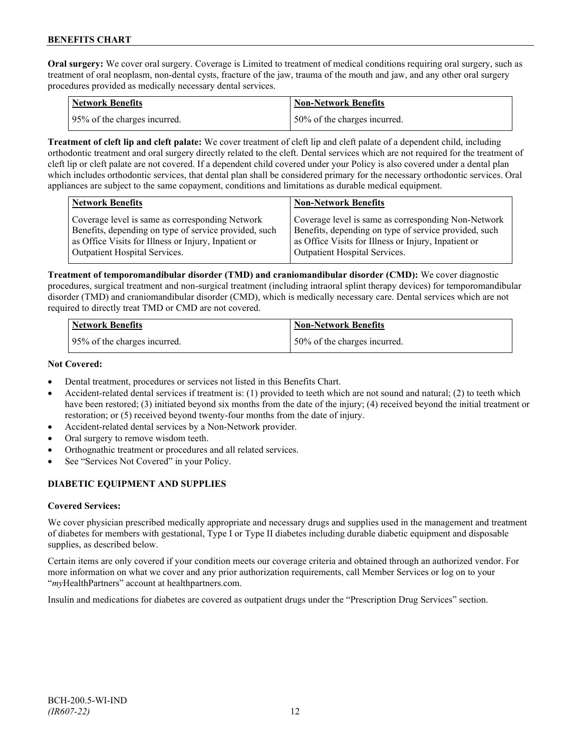**Oral surgery:** We cover oral surgery. Coverage is Limited to treatment of medical conditions requiring oral surgery, such as treatment of oral neoplasm, non-dental cysts, fracture of the jaw, trauma of the mouth and jaw, and any other oral surgery procedures provided as medically necessary dental services.

| Network Benefits | Non-Network Benefits |
|---|---|
| 95% of the charges incurred. | 50% of the charges incurred. |

**Treatment of cleft lip and cleft palate:** We cover treatment of cleft lip and cleft palate of a dependent child, including orthodontic treatment and oral surgery directly related to the cleft. Dental services which are not required for the treatment of cleft lip or cleft palate are not covered. If a dependent child covered under your Policy is also covered under a dental plan which includes orthodontic services, that dental plan shall be considered primary for the necessary orthodontic services. Oral appliances are subject to the same copayment, conditions and limitations as durable medical equipment.

| Network Benefits | Non-Network Benefits |
|---|---|
| Coverage level is same as corresponding Network Benefits, depending on type of service provided, such as Office Visits for Illness or Injury, Inpatient or Outpatient Hospital Services. | Coverage level is same as corresponding Non-Network Benefits, depending on type of service provided, such as Office Visits for Illness or Injury, Inpatient or Outpatient Hospital Services. |

**Treatment of temporomandibular disorder (TMD) and craniomandibular disorder (CMD):** We cover diagnostic procedures, surgical treatment and non-surgical treatment (including intraoral splint therapy devices) for temporomandibular disorder (TMD) and craniomandibular disorder (CMD), which is medically necessary care. Dental services which are not required to directly treat TMD or CMD are not covered.

| Network Benefits | Non-Network Benefits |
|---|---|
| 95% of the charges incurred. | 50% of the charges incurred. |

**Not Covered:**

- Dental treatment, procedures or services not listed in this Benefits Chart.
- Accident-related dental services if treatment is: (1) provided to teeth which are not sound and natural; (2) to teeth which have been restored; (3) initiated beyond six months from the date of the injury; (4) received beyond the initial treatment or restoration; or (5) received beyond twenty-four months from the date of injury.
- Accident-related dental services by a Non-Network provider.
- Oral surgery to remove wisdom teeth.
- Orthognathic treatment or procedures and all related services.
- See "Services Not Covered" in your Policy.

## DIABETIC EQUIPMENT AND SUPPLIES

**Covered Services:**

We cover physician prescribed medically appropriate and necessary drugs and supplies used in the management and treatment of diabetes for members with gestational, Type I or Type II diabetes including durable diabetic equipment and disposable supplies, as described below.

Certain items are only covered if your condition meets our coverage criteria and obtained through an authorized vendor. For more information on what we cover and any prior authorization requirements, call Member Services or log on to your "*my*HealthPartners" account at healthpartners.com.

Insulin and medications for diabetes are covered as outpatient drugs under the "Prescription Drug Services" section.

BCH-200.5-WI-IND
*(IR607-22)*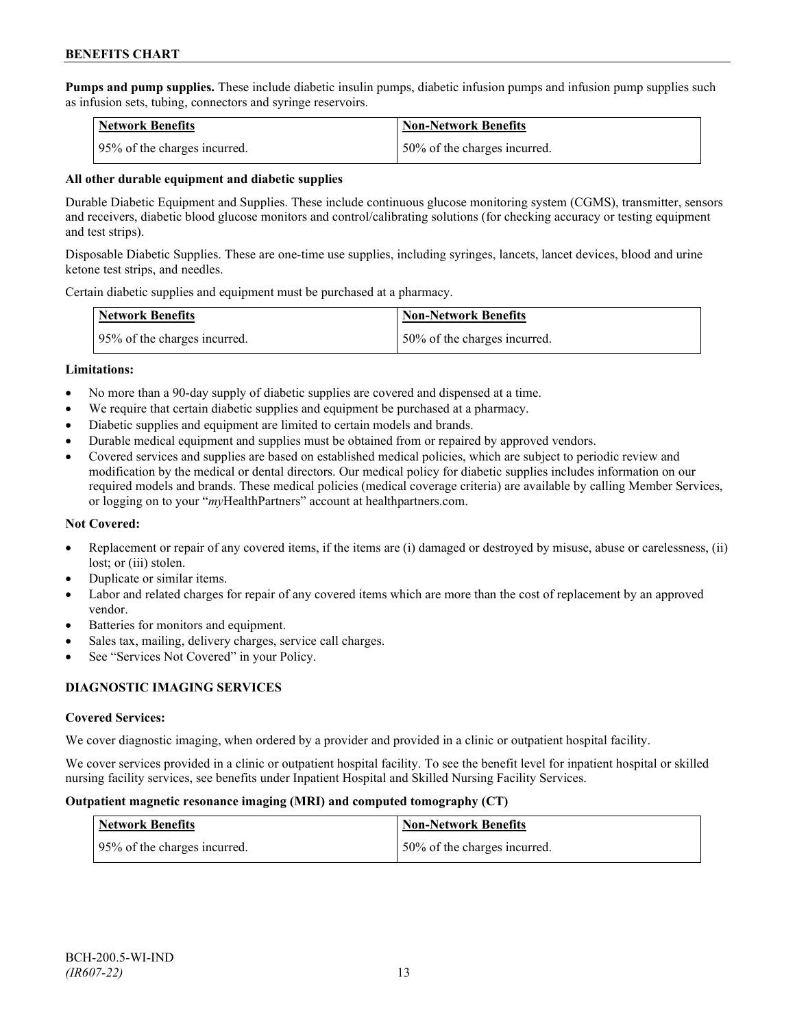**Pumps and pump supplies.** These include diabetic insulin pumps, diabetic infusion pumps and infusion pump supplies such as infusion sets, tubing, connectors and syringe reservoirs.

| Network Benefits | Non-Network Benefits |
|---|---|
| 95% of the charges incurred. | 50% of the charges incurred. |

**All other durable equipment and diabetic supplies**

Durable Diabetic Equipment and Supplies. These include continuous glucose monitoring system (CGMS), transmitter, sensors and receivers, diabetic blood glucose monitors and control/calibrating solutions (for checking accuracy or testing equipment and test strips).

Disposable Diabetic Supplies. These are one-time use supplies, including syringes, lancets, lancet devices, blood and urine ketone test strips, and needles.

Certain diabetic supplies and equipment must be purchased at a pharmacy.

| Network Benefits | Non-Network Benefits |
|---|---|
| 95% of the charges incurred. | 50% of the charges incurred. |

**Limitations:**

- No more than a 90-day supply of diabetic supplies are covered and dispensed at a time.
- We require that certain diabetic supplies and equipment be purchased at a pharmacy.
- Diabetic supplies and equipment are limited to certain models and brands.
- Durable medical equipment and supplies must be obtained from or repaired by approved vendors.
- Covered services and supplies are based on established medical policies, which are subject to periodic review and modification by the medical or dental directors. Our medical policy for diabetic supplies includes information on our required models and brands. These medical policies (medical coverage criteria) are available by calling Member Services, or logging on to your "*my*HealthPartners" account at healthpartners.com.

**Not Covered:**

- Replacement or repair of any covered items, if the items are (i) damaged or destroyed by misuse, abuse or carelessness, (ii) lost; or (iii) stolen.
- Duplicate or similar items.
- Labor and related charges for repair of any covered items which are more than the cost of replacement by an approved vendor.
- Batteries for monitors and equipment.
- Sales tax, mailing, delivery charges, service call charges.
- See "Services Not Covered" in your Policy.

## DIAGNOSTIC IMAGING SERVICES

**Covered Services:**

We cover diagnostic imaging, when ordered by a provider and provided in a clinic or outpatient hospital facility.

We cover services provided in a clinic or outpatient hospital facility. To see the benefit level for inpatient hospital or skilled nursing facility services, see benefits under Inpatient Hospital and Skilled Nursing Facility Services.

**Outpatient magnetic resonance imaging (MRI) and computed tomography (CT)**

| Network Benefits | Non-Network Benefits |
|---|---|
| 95% of the charges incurred. | 50% of the charges incurred. |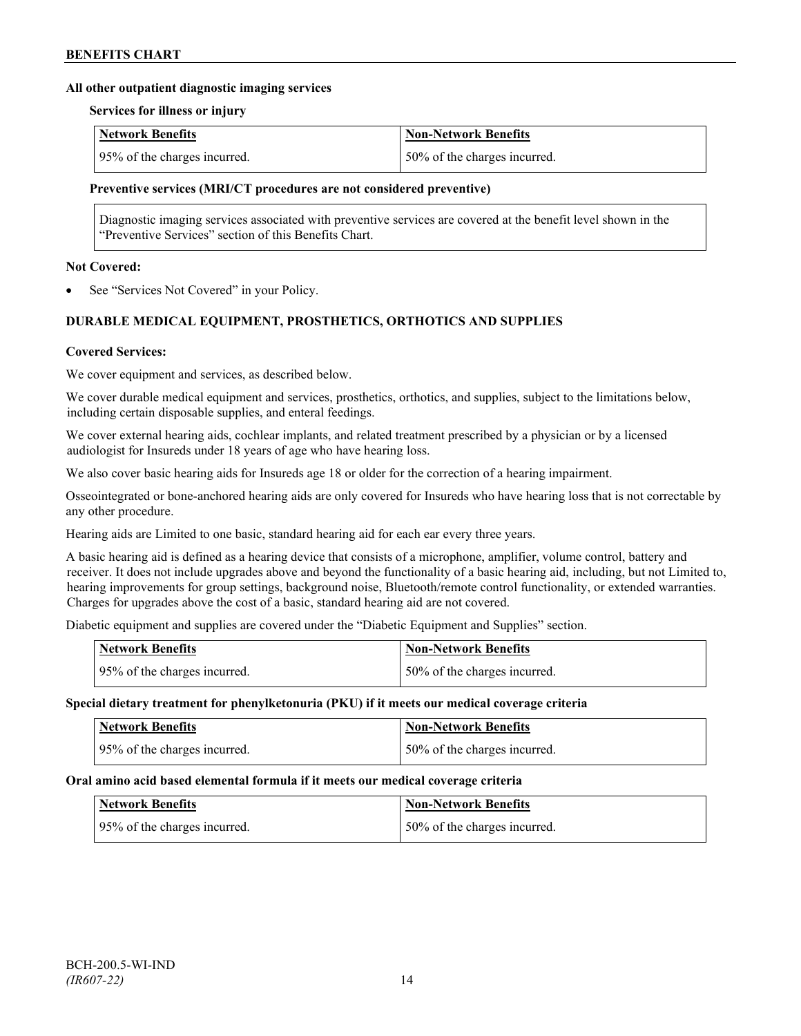**All other outpatient diagnostic imaging services**

**Services for illness or injury**

| Network Benefits | Non-Network Benefits |
| --- | --- |
| 95% of the charges incurred. | 50% of the charges incurred. |

**Preventive services (MRI/CT procedures are not considered preventive)**

| Diagnostic imaging services associated with preventive services are covered at the benefit level shown in the "Preventive Services" section of this Benefits Chart. |
| --- |

**Not Covered:**

- See "Services Not Covered" in your Policy.

## DURABLE MEDICAL EQUIPMENT, PROSTHETICS, ORTHOTICS AND SUPPLIES

**Covered Services:**

We cover equipment and services, as described below.

We cover durable medical equipment and services, prosthetics, orthotics, and supplies, subject to the limitations below, including certain disposable supplies, and enteral feedings.

We cover external hearing aids, cochlear implants, and related treatment prescribed by a physician or by a licensed audiologist for Insureds under 18 years of age who have hearing loss.

We also cover basic hearing aids for Insureds age 18 or older for the correction of a hearing impairment.

Osseointegrated or bone-anchored hearing aids are only covered for Insureds who have hearing loss that is not correctable by any other procedure.

Hearing aids are Limited to one basic, standard hearing aid for each ear every three years.

A basic hearing aid is defined as a hearing device that consists of a microphone, amplifier, volume control, battery and receiver. It does not include upgrades above and beyond the functionality of a basic hearing aid, including, but not Limited to, hearing improvements for group settings, background noise, Bluetooth/remote control functionality, or extended warranties. Charges for upgrades above the cost of a basic, standard hearing aid are not covered.

Diabetic equipment and supplies are covered under the "Diabetic Equipment and Supplies" section.

| Network Benefits | Non-Network Benefits |
| --- | --- |
| 95% of the charges incurred. | 50% of the charges incurred. |

**Special dietary treatment for phenylketonuria (PKU) if it meets our medical coverage criteria**

| Network Benefits | Non-Network Benefits |
| --- | --- |
| 95% of the charges incurred. | 50% of the charges incurred. |

**Oral amino acid based elemental formula if it meets our medical coverage criteria**

| Network Benefits | Non-Network Benefits |
| --- | --- |
| 95% of the charges incurred. | 50% of the charges incurred. |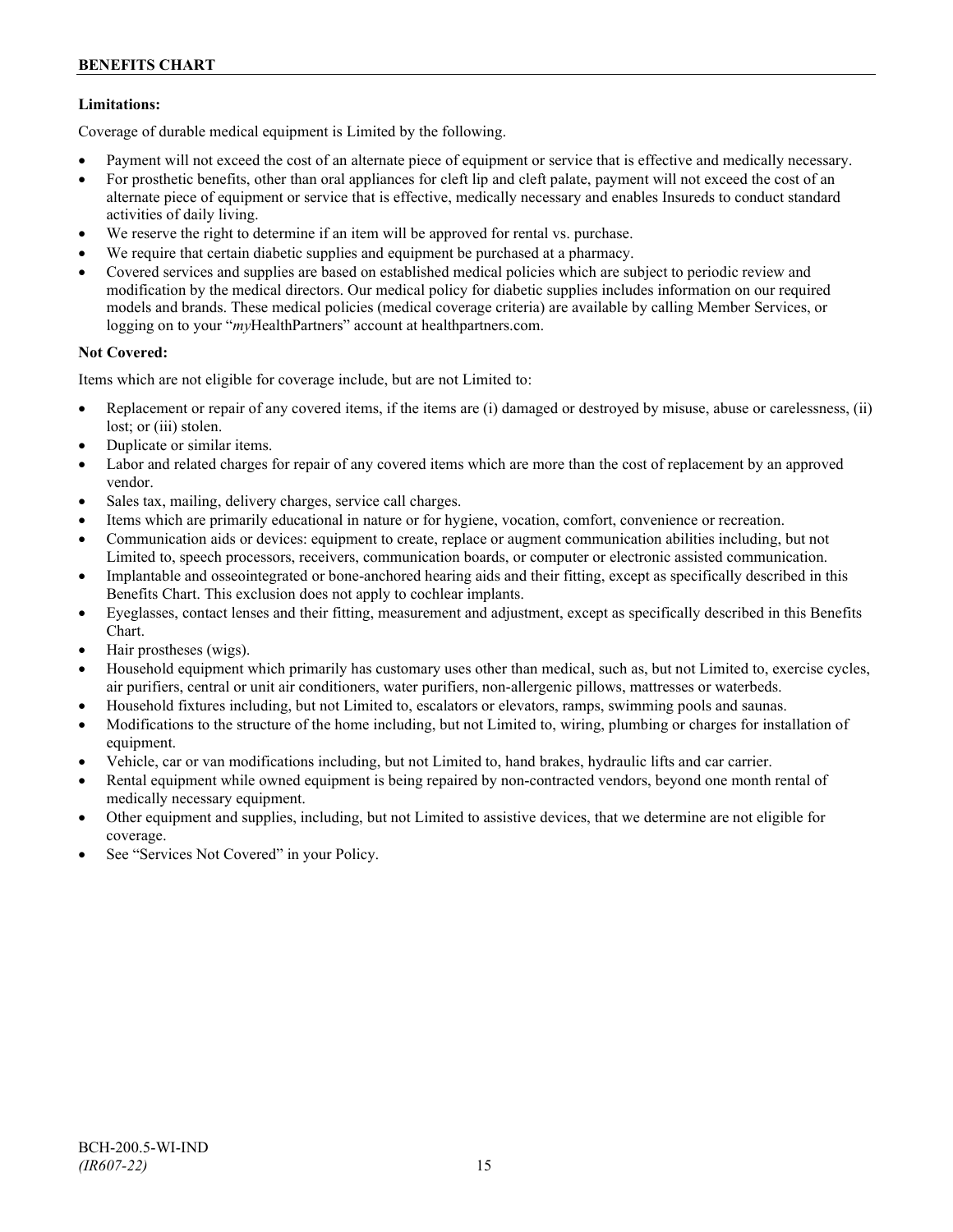**Limitations:**

Coverage of durable medical equipment is Limited by the following.

- Payment will not exceed the cost of an alternate piece of equipment or service that is effective and medically necessary.
- For prosthetic benefits, other than oral appliances for cleft lip and cleft palate, payment will not exceed the cost of an alternate piece of equipment or service that is effective, medically necessary and enables Insureds to conduct standard activities of daily living.
- We reserve the right to determine if an item will be approved for rental vs. purchase.
- We require that certain diabetic supplies and equipment be purchased at a pharmacy.
- Covered services and supplies are based on established medical policies which are subject to periodic review and modification by the medical directors. Our medical policy for diabetic supplies includes information on our required models and brands. These medical policies (medical coverage criteria) are available by calling Member Services, or logging on to your "*my*HealthPartners" account at healthpartners.com.

**Not Covered:**

Items which are not eligible for coverage include, but are not Limited to:

- Replacement or repair of any covered items, if the items are (i) damaged or destroyed by misuse, abuse or carelessness, (ii) lost; or (iii) stolen.
- Duplicate or similar items.
- Labor and related charges for repair of any covered items which are more than the cost of replacement by an approved vendor.
- Sales tax, mailing, delivery charges, service call charges.
- Items which are primarily educational in nature or for hygiene, vocation, comfort, convenience or recreation.
- Communication aids or devices: equipment to create, replace or augment communication abilities including, but not Limited to, speech processors, receivers, communication boards, or computer or electronic assisted communication.
- Implantable and osseointegrated or bone-anchored hearing aids and their fitting, except as specifically described in this Benefits Chart. This exclusion does not apply to cochlear implants.
- Eyeglasses, contact lenses and their fitting, measurement and adjustment, except as specifically described in this Benefits Chart.
- Hair prostheses (wigs).
- Household equipment which primarily has customary uses other than medical, such as, but not Limited to, exercise cycles, air purifiers, central or unit air conditioners, water purifiers, non-allergenic pillows, mattresses or waterbeds.
- Household fixtures including, but not Limited to, escalators or elevators, ramps, swimming pools and saunas.
- Modifications to the structure of the home including, but not Limited to, wiring, plumbing or charges for installation of equipment.
- Vehicle, car or van modifications including, but not Limited to, hand brakes, hydraulic lifts and car carrier.
- Rental equipment while owned equipment is being repaired by non-contracted vendors, beyond one month rental of medically necessary equipment.
- Other equipment and supplies, including, but not Limited to assistive devices, that we determine are not eligible for coverage.
- See "Services Not Covered" in your Policy.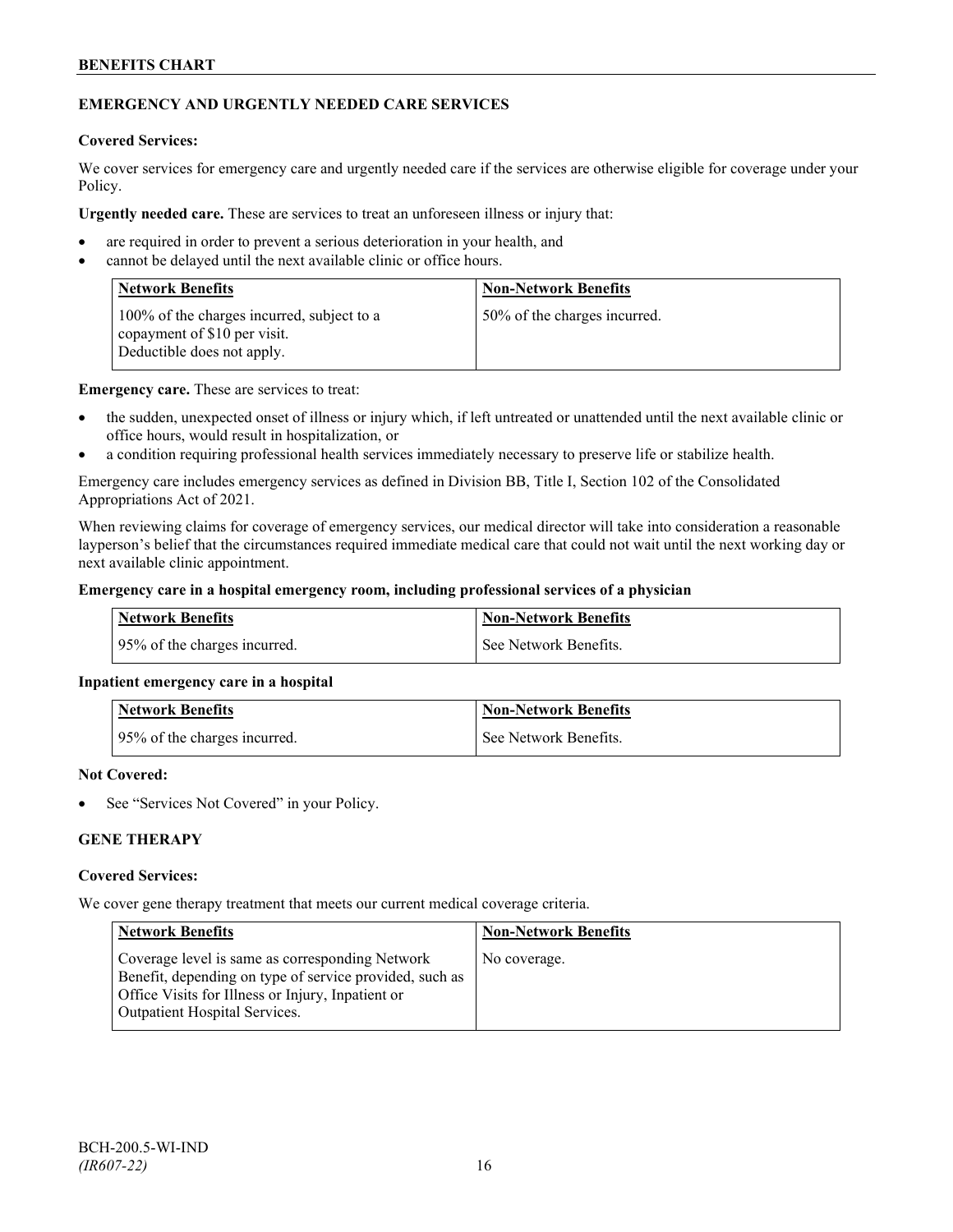## EMERGENCY AND URGENTLY NEEDED CARE SERVICES

**Covered Services:**

We cover services for emergency care and urgently needed care if the services are otherwise eligible for coverage under your Policy.

**Urgently needed care.** These are services to treat an unforeseen illness or injury that:

- are required in order to prevent a serious deterioration in your health, and
- cannot be delayed until the next available clinic or office hours.

| Network Benefits | Non-Network Benefits |
|---|---|
| 100% of the charges incurred, subject to a copayment of $10 per visit. Deductible does not apply. | 50% of the charges incurred. |

**Emergency care.** These are services to treat:

- the sudden, unexpected onset of illness or injury which, if left untreated or unattended until the next available clinic or office hours, would result in hospitalization, or
- a condition requiring professional health services immediately necessary to preserve life or stabilize health.

Emergency care includes emergency services as defined in Division BB, Title I, Section 102 of the Consolidated Appropriations Act of 2021.

When reviewing claims for coverage of emergency services, our medical director will take into consideration a reasonable layperson's belief that the circumstances required immediate medical care that could not wait until the next working day or next available clinic appointment.

**Emergency care in a hospital emergency room, including professional services of a physician**

| Network Benefits | Non-Network Benefits |
|---|---|
| 95% of the charges incurred. | See Network Benefits. |

**Inpatient emergency care in a hospital**

| Network Benefits | Non-Network Benefits |
|---|---|
| 95% of the charges incurred. | See Network Benefits. |

**Not Covered:**

- See "Services Not Covered" in your Policy.

## GENE THERAPY

**Covered Services:**

We cover gene therapy treatment that meets our current medical coverage criteria.

| Network Benefits | Non-Network Benefits |
|---|---|
| Coverage level is same as corresponding Network Benefit, depending on type of service provided, such as Office Visits for Illness or Injury, Inpatient or Outpatient Hospital Services. | No coverage. |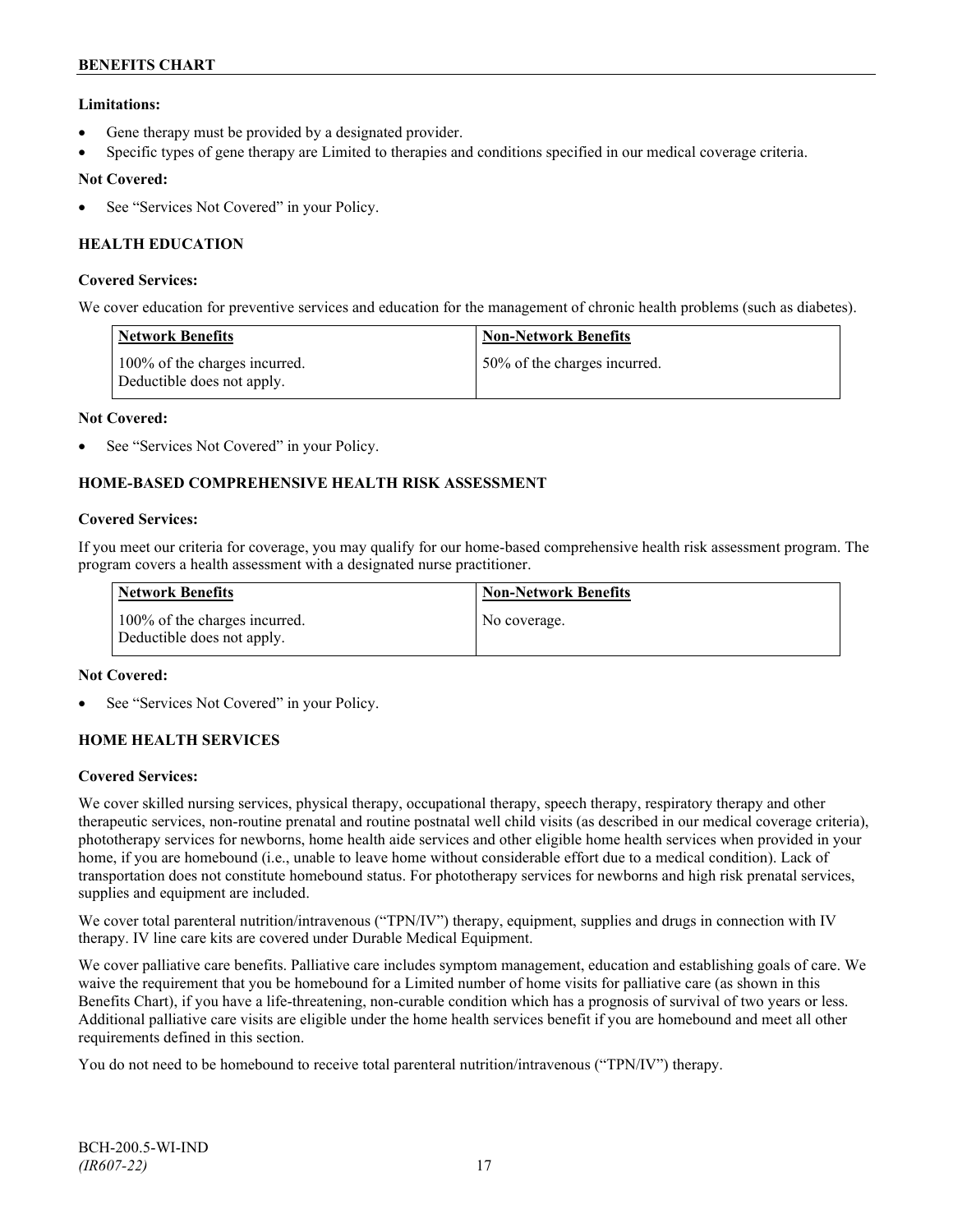**Limitations:**

- Gene therapy must be provided by a designated provider.
- Specific types of gene therapy are Limited to therapies and conditions specified in our medical coverage criteria.

**Not Covered:**

- See "Services Not Covered" in your Policy.

### HEALTH EDUCATION

**Covered Services:**

We cover education for preventive services and education for the management of chronic health problems (such as diabetes).

| Network Benefits | Non-Network Benefits |
|---|---|
| 100% of the charges incurred. Deductible does not apply. | 50% of the charges incurred. |

**Not Covered:**

- See "Services Not Covered" in your Policy.

### HOME-BASED COMPREHENSIVE HEALTH RISK ASSESSMENT

**Covered Services:**

If you meet our criteria for coverage, you may qualify for our home-based comprehensive health risk assessment program. The program covers a health assessment with a designated nurse practitioner.

| Network Benefits | Non-Network Benefits |
|---|---|
| 100% of the charges incurred. Deductible does not apply. | No coverage. |

**Not Covered:**

- See "Services Not Covered" in your Policy.

### HOME HEALTH SERVICES

**Covered Services:**

We cover skilled nursing services, physical therapy, occupational therapy, speech therapy, respiratory therapy and other therapeutic services, non-routine prenatal and routine postnatal well child visits (as described in our medical coverage criteria), phototherapy services for newborns, home health aide services and other eligible home health services when provided in your home, if you are homebound (i.e., unable to leave home without considerable effort due to a medical condition). Lack of transportation does not constitute homebound status. For phototherapy services for newborns and high risk prenatal services, supplies and equipment are included.

We cover total parenteral nutrition/intravenous ("TPN/IV") therapy, equipment, supplies and drugs in connection with IV therapy. IV line care kits are covered under Durable Medical Equipment.

We cover palliative care benefits. Palliative care includes symptom management, education and establishing goals of care. We waive the requirement that you be homebound for a Limited number of home visits for palliative care (as shown in this Benefits Chart), if you have a life-threatening, non-curable condition which has a prognosis of survival of two years or less. Additional palliative care visits are eligible under the home health services benefit if you are homebound and meet all other requirements defined in this section.

You do not need to be homebound to receive total parenteral nutrition/intravenous ("TPN/IV") therapy.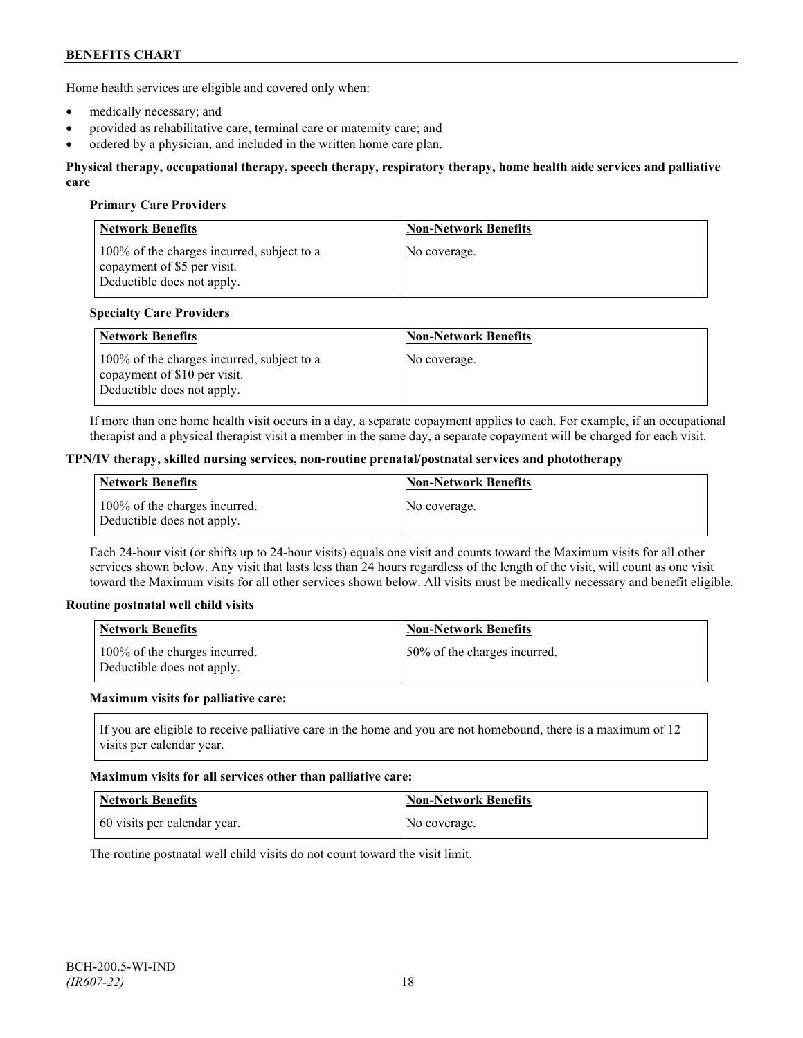Home health services are eligible and covered only when:

- medically necessary; and
- provided as rehabilitative care, terminal care or maternity care; and
- ordered by a physician, and included in the written home care plan.

**Physical therapy, occupational therapy, speech therapy, respiratory therapy, home health aide services and palliative care**

**Primary Care Providers**

| Network Benefits | Non-Network Benefits |
|---|---|
| 100% of the charges incurred, subject to a copayment of $5 per visit. Deductible does not apply. | No coverage. |

**Specialty Care Providers**

| Network Benefits | Non-Network Benefits |
|---|---|
| 100% of the charges incurred, subject to a copayment of $10 per visit. Deductible does not apply. | No coverage. |

If more than one home health visit occurs in a day, a separate copayment applies to each. For example, if an occupational therapist and a physical therapist visit a member in the same day, a separate copayment will be charged for each visit.

**TPN/IV therapy, skilled nursing services, non-routine prenatal/postnatal services and phototherapy**

| Network Benefits | Non-Network Benefits |
|---|---|
| 100% of the charges incurred. Deductible does not apply. | No coverage. |

Each 24-hour visit (or shifts up to 24-hour visits) equals one visit and counts toward the Maximum visits for all other services shown below. Any visit that lasts less than 24 hours regardless of the length of the visit, will count as one visit toward the Maximum visits for all other services shown below. All visits must be medically necessary and benefit eligible.

**Routine postnatal well child visits**

| Network Benefits | Non-Network Benefits |
|---|---|
| 100% of the charges incurred. Deductible does not apply. | 50% of the charges incurred. |

**Maximum visits for palliative care:**

If you are eligible to receive palliative care in the home and you are not homebound, there is a maximum of 12 visits per calendar year.

**Maximum visits for all services other than palliative care:**

| Network Benefits | Non-Network Benefits |
|---|---|
| 60 visits per calendar year. | No coverage. |

The routine postnatal well child visits do not count toward the visit limit.

BCH-200.5-WI-IND
*(IR607-22)*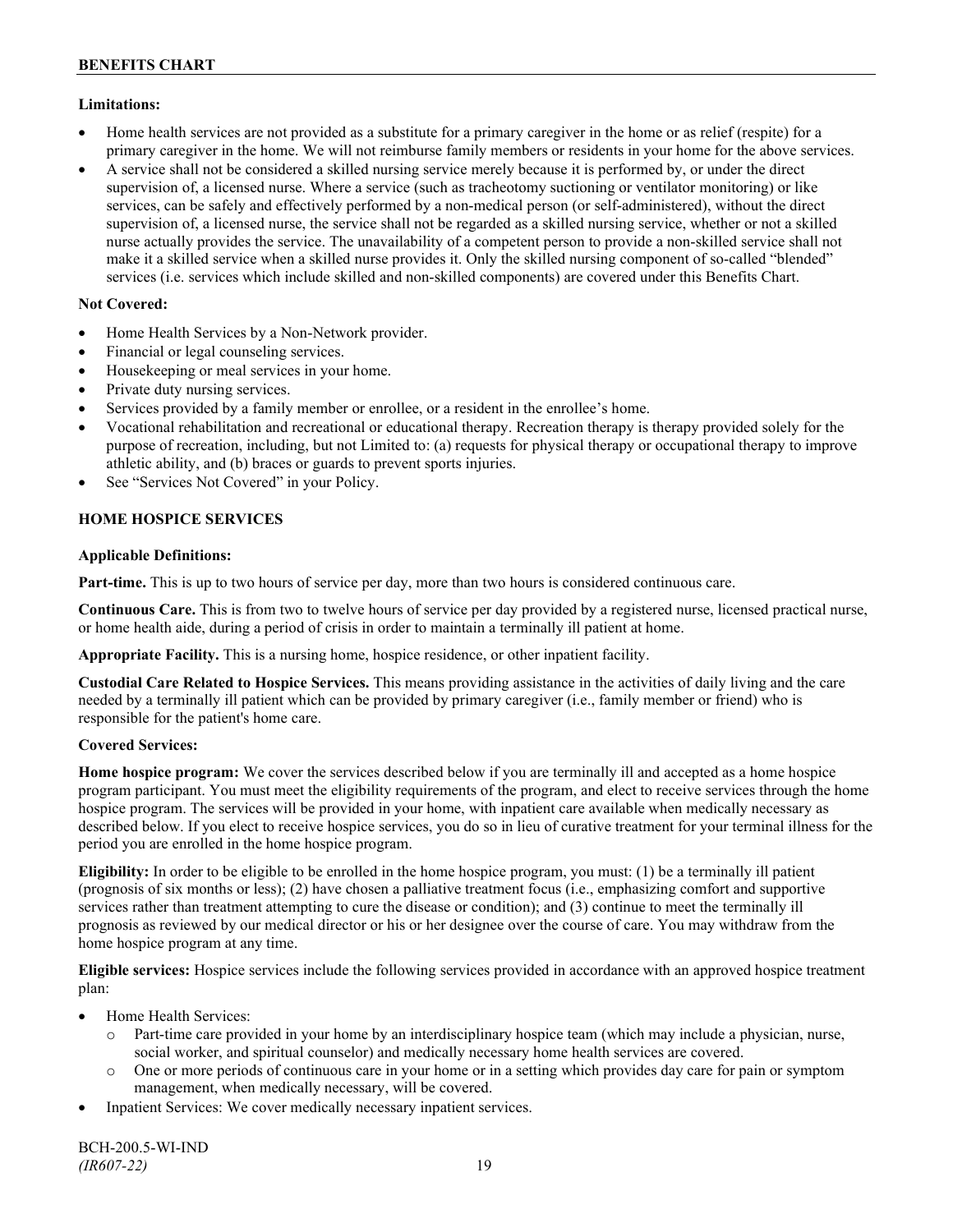**Limitations:**

- Home health services are not provided as a substitute for a primary caregiver in the home or as relief (respite) for a primary caregiver in the home. We will not reimburse family members or residents in your home for the above services.
- A service shall not be considered a skilled nursing service merely because it is performed by, or under the direct supervision of, a licensed nurse. Where a service (such as tracheotomy suctioning or ventilator monitoring) or like services, can be safely and effectively performed by a non-medical person (or self-administered), without the direct supervision of, a licensed nurse, the service shall not be regarded as a skilled nursing service, whether or not a skilled nurse actually provides the service. The unavailability of a competent person to provide a non-skilled service shall not make it a skilled service when a skilled nurse provides it. Only the skilled nursing component of so-called "blended" services (i.e. services which include skilled and non-skilled components) are covered under this Benefits Chart.

**Not Covered:**

- Home Health Services by a Non-Network provider.
- Financial or legal counseling services.
- Housekeeping or meal services in your home.
- Private duty nursing services.
- Services provided by a family member or enrollee, or a resident in the enrollee's home.
- Vocational rehabilitation and recreational or educational therapy. Recreation therapy is therapy provided solely for the purpose of recreation, including, but not Limited to: (a) requests for physical therapy or occupational therapy to improve athletic ability, and (b) braces or guards to prevent sports injuries.
- See "Services Not Covered" in your Policy.

## HOME HOSPICE SERVICES

**Applicable Definitions:**

**Part-time.** This is up to two hours of service per day, more than two hours is considered continuous care.

**Continuous Care.** This is from two to twelve hours of service per day provided by a registered nurse, licensed practical nurse, or home health aide, during a period of crisis in order to maintain a terminally ill patient at home.

**Appropriate Facility.** This is a nursing home, hospice residence, or other inpatient facility.

**Custodial Care Related to Hospice Services.** This means providing assistance in the activities of daily living and the care needed by a terminally ill patient which can be provided by primary caregiver (i.e., family member or friend) who is responsible for the patient's home care.

**Covered Services:**

**Home hospice program:** We cover the services described below if you are terminally ill and accepted as a home hospice program participant. You must meet the eligibility requirements of the program, and elect to receive services through the home hospice program. The services will be provided in your home, with inpatient care available when medically necessary as described below. If you elect to receive hospice services, you do so in lieu of curative treatment for your terminal illness for the period you are enrolled in the home hospice program.

**Eligibility:** In order to be eligible to be enrolled in the home hospice program, you must: (1) be a terminally ill patient (prognosis of six months or less); (2) have chosen a palliative treatment focus (i.e., emphasizing comfort and supportive services rather than treatment attempting to cure the disease or condition); and (3) continue to meet the terminally ill prognosis as reviewed by our medical director or his or her designee over the course of care. You may withdraw from the home hospice program at any time.

**Eligible services:** Hospice services include the following services provided in accordance with an approved hospice treatment plan:

- Home Health Services:
    - Part-time care provided in your home by an interdisciplinary hospice team (which may include a physician, nurse, social worker, and spiritual counselor) and medically necessary home health services are covered.
    - One or more periods of continuous care in your home or in a setting which provides day care for pain or symptom management, when medically necessary, will be covered.
- Inpatient Services: We cover medically necessary inpatient services.

BCH-200.5-WI-IND
*(IR607-22)*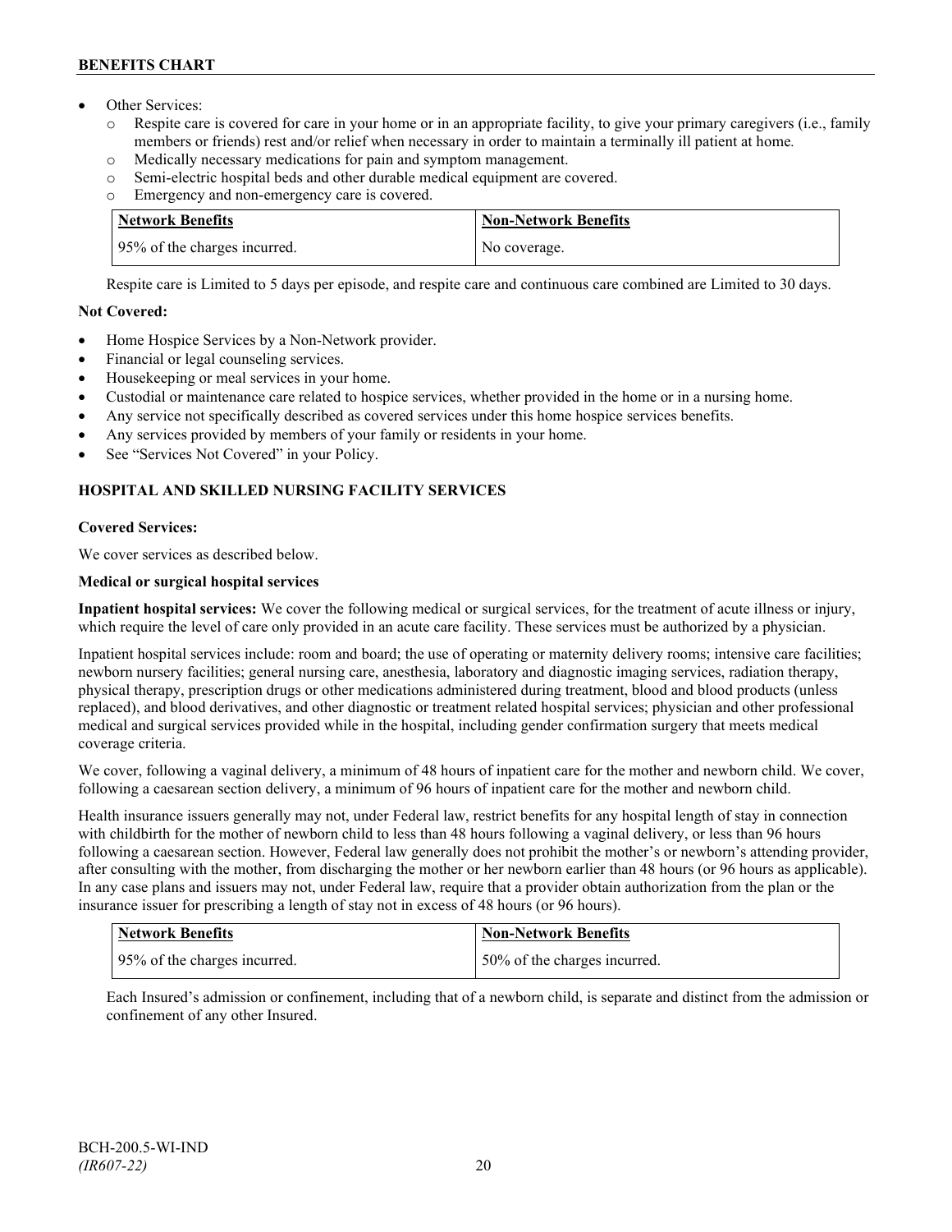- Other Services:
  - o Respite care is covered for care in your home or in an appropriate facility, to give your primary caregivers (i.e., family members or friends) rest and/or relief when necessary in order to maintain a terminally ill patient at home.
  - o Medically necessary medications for pain and symptom management.
  - o Semi-electric hospital beds and other durable medical equipment are covered.
  - o Emergency and non-emergency care is covered.

| Network Benefits | Non-Network Benefits |
|---|---|
| 95% of the charges incurred. | No coverage. |

Respite care is Limited to 5 days per episode, and respite care and continuous care combined are Limited to 30 days.

**Not Covered:**

- Home Hospice Services by a Non-Network provider.
- Financial or legal counseling services.
- Housekeeping or meal services in your home.
- Custodial or maintenance care related to hospice services, whether provided in the home or in a nursing home.
- Any service not specifically described as covered services under this home hospice services benefits.
- Any services provided by members of your family or residents in your home.
- See "Services Not Covered" in your Policy.

## HOSPITAL AND SKILLED NURSING FACILITY SERVICES

**Covered Services:**

We cover services as described below.

**Medical or surgical hospital services**

**Inpatient hospital services:** We cover the following medical or surgical services, for the treatment of acute illness or injury, which require the level of care only provided in an acute care facility. These services must be authorized by a physician.

Inpatient hospital services include: room and board; the use of operating or maternity delivery rooms; intensive care facilities; newborn nursery facilities; general nursing care, anesthesia, laboratory and diagnostic imaging services, radiation therapy, physical therapy, prescription drugs or other medications administered during treatment, blood and blood products (unless replaced), and blood derivatives, and other diagnostic or treatment related hospital services; physician and other professional medical and surgical services provided while in the hospital, including gender confirmation surgery that meets medical coverage criteria.

We cover, following a vaginal delivery, a minimum of 48 hours of inpatient care for the mother and newborn child. We cover, following a caesarean section delivery, a minimum of 96 hours of inpatient care for the mother and newborn child.

Health insurance issuers generally may not, under Federal law, restrict benefits for any hospital length of stay in connection with childbirth for the mother of newborn child to less than 48 hours following a vaginal delivery, or less than 96 hours following a caesarean section. However, Federal law generally does not prohibit the mother's or newborn's attending provider, after consulting with the mother, from discharging the mother or her newborn earlier than 48 hours (or 96 hours as applicable). In any case plans and issuers may not, under Federal law, require that a provider obtain authorization from the plan or the insurance issuer for prescribing a length of stay not in excess of 48 hours (or 96 hours).

| Network Benefits | Non-Network Benefits |
|---|---|
| 95% of the charges incurred. | 50% of the charges incurred. |

Each Insured's admission or confinement, including that of a newborn child, is separate and distinct from the admission or confinement of any other Insured.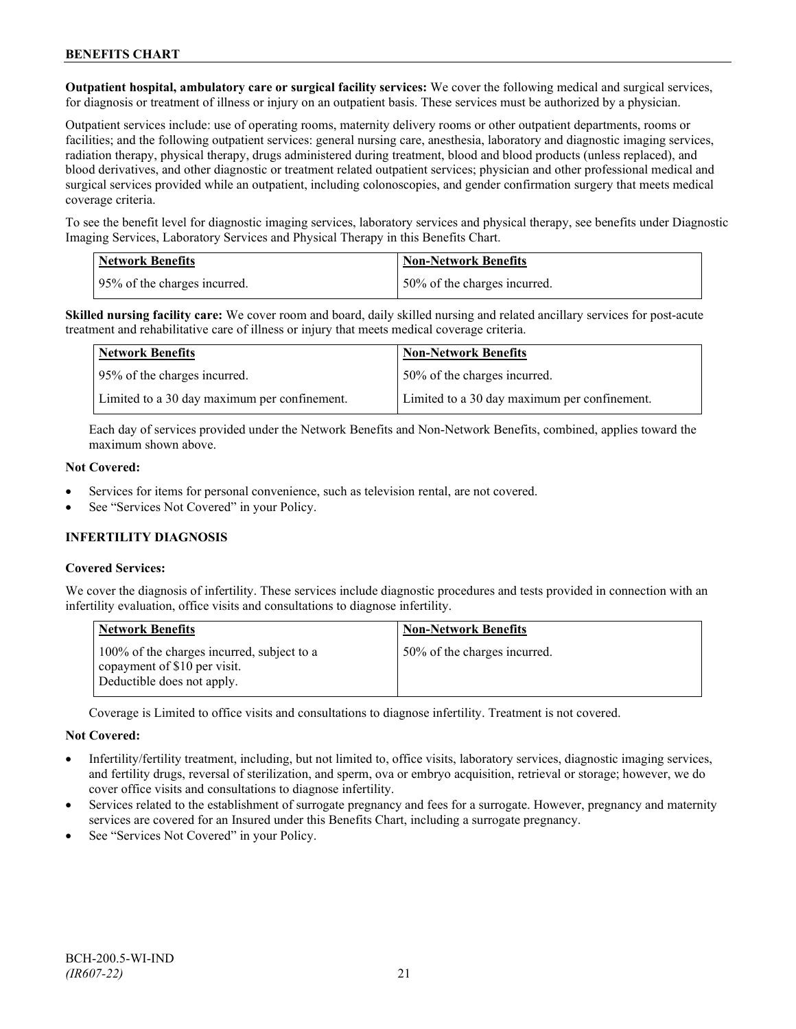**Outpatient hospital, ambulatory care or surgical facility services:** We cover the following medical and surgical services, for diagnosis or treatment of illness or injury on an outpatient basis. These services must be authorized by a physician.

Outpatient services include: use of operating rooms, maternity delivery rooms or other outpatient departments, rooms or facilities; and the following outpatient services: general nursing care, anesthesia, laboratory and diagnostic imaging services, radiation therapy, physical therapy, drugs administered during treatment, blood and blood products (unless replaced), and blood derivatives, and other diagnostic or treatment related outpatient services; physician and other professional medical and surgical services provided while an outpatient, including colonoscopies, and gender confirmation surgery that meets medical coverage criteria.

To see the benefit level for diagnostic imaging services, laboratory services and physical therapy, see benefits under Diagnostic Imaging Services, Laboratory Services and Physical Therapy in this Benefits Chart.

| Network Benefits | Non-Network Benefits |
|---|---|
| 95% of the charges incurred. | 50% of the charges incurred. |

**Skilled nursing facility care:** We cover room and board, daily skilled nursing and related ancillary services for post-acute treatment and rehabilitative care of illness or injury that meets medical coverage criteria.

| Network Benefits | Non-Network Benefits |
|---|---|
| 95% of the charges incurred. | 50% of the charges incurred. |
| Limited to a 30 day maximum per confinement. | Limited to a 30 day maximum per confinement. |

Each day of services provided under the Network Benefits and Non-Network Benefits, combined, applies toward the maximum shown above.

**Not Covered:**

- Services for items for personal convenience, such as television rental, are not covered.
- See "Services Not Covered" in your Policy.

### INFERTILITY DIAGNOSIS

**Covered Services:**

We cover the diagnosis of infertility. These services include diagnostic procedures and tests provided in connection with an infertility evaluation, office visits and consultations to diagnose infertility.

| Network Benefits | Non-Network Benefits |
|---|---|
| 100% of the charges incurred, subject to a copayment of $10 per visit. Deductible does not apply. | 50% of the charges incurred. |

Coverage is Limited to office visits and consultations to diagnose infertility. Treatment is not covered.

**Not Covered:**

- Infertility/fertility treatment, including, but not limited to, office visits, laboratory services, diagnostic imaging services, and fertility drugs, reversal of sterilization, and sperm, ova or embryo acquisition, retrieval or storage; however, we do cover office visits and consultations to diagnose infertility.
- Services related to the establishment of surrogate pregnancy and fees for a surrogate. However, pregnancy and maternity services are covered for an Insured under this Benefits Chart, including a surrogate pregnancy.
- See "Services Not Covered" in your Policy.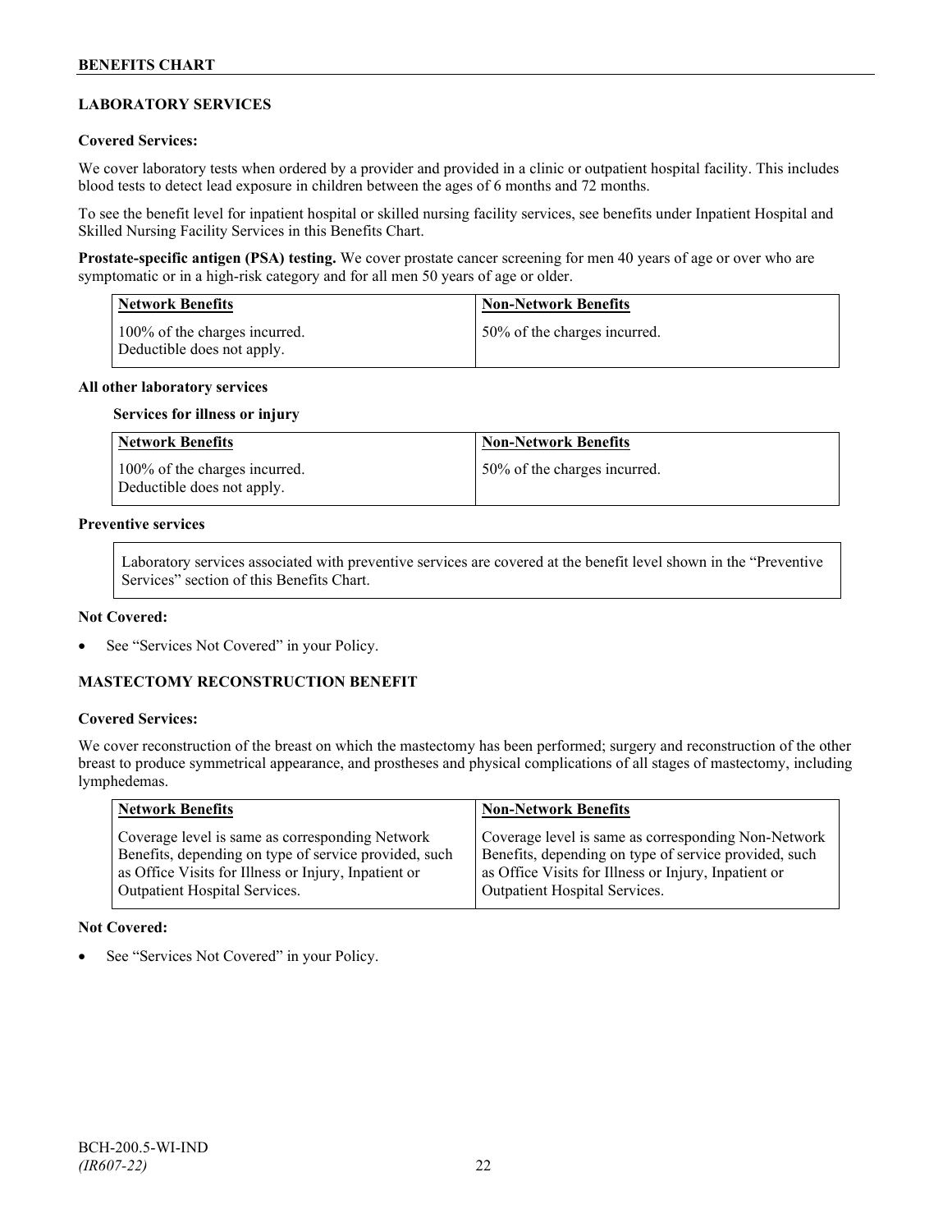## LABORATORY SERVICES

**Covered Services:**

We cover laboratory tests when ordered by a provider and provided in a clinic or outpatient hospital facility. This includes blood tests to detect lead exposure in children between the ages of 6 months and 72 months.

To see the benefit level for inpatient hospital or skilled nursing facility services, see benefits under Inpatient Hospital and Skilled Nursing Facility Services in this Benefits Chart.

**Prostate-specific antigen (PSA) testing.** We cover prostate cancer screening for men 40 years of age or over who are symptomatic or in a high-risk category and for all men 50 years of age or older.

| Network Benefits | Non-Network Benefits |
|---|---|
| 100% of the charges incurred. Deductible does not apply. | 50% of the charges incurred. |

**All other laboratory services**

**Services for illness or injury**

| Network Benefits | Non-Network Benefits |
|---|---|
| 100% of the charges incurred. Deductible does not apply. | 50% of the charges incurred. |

**Preventive services**

Laboratory services associated with preventive services are covered at the benefit level shown in the "Preventive Services" section of this Benefits Chart.

**Not Covered:**

- See "Services Not Covered" in your Policy.

## MASTECTOMY RECONSTRUCTION BENEFIT

**Covered Services:**

We cover reconstruction of the breast on which the mastectomy has been performed; surgery and reconstruction of the other breast to produce symmetrical appearance, and prostheses and physical complications of all stages of mastectomy, including lymphedemas.

| Network Benefits | Non-Network Benefits |
|---|---|
| Coverage level is same as corresponding Network Benefits, depending on type of service provided, such as Office Visits for Illness or Injury, Inpatient or Outpatient Hospital Services. | Coverage level is same as corresponding Non-Network Benefits, depending on type of service provided, such as Office Visits for Illness or Injury, Inpatient or Outpatient Hospital Services. |

**Not Covered:**

- See "Services Not Covered" in your Policy.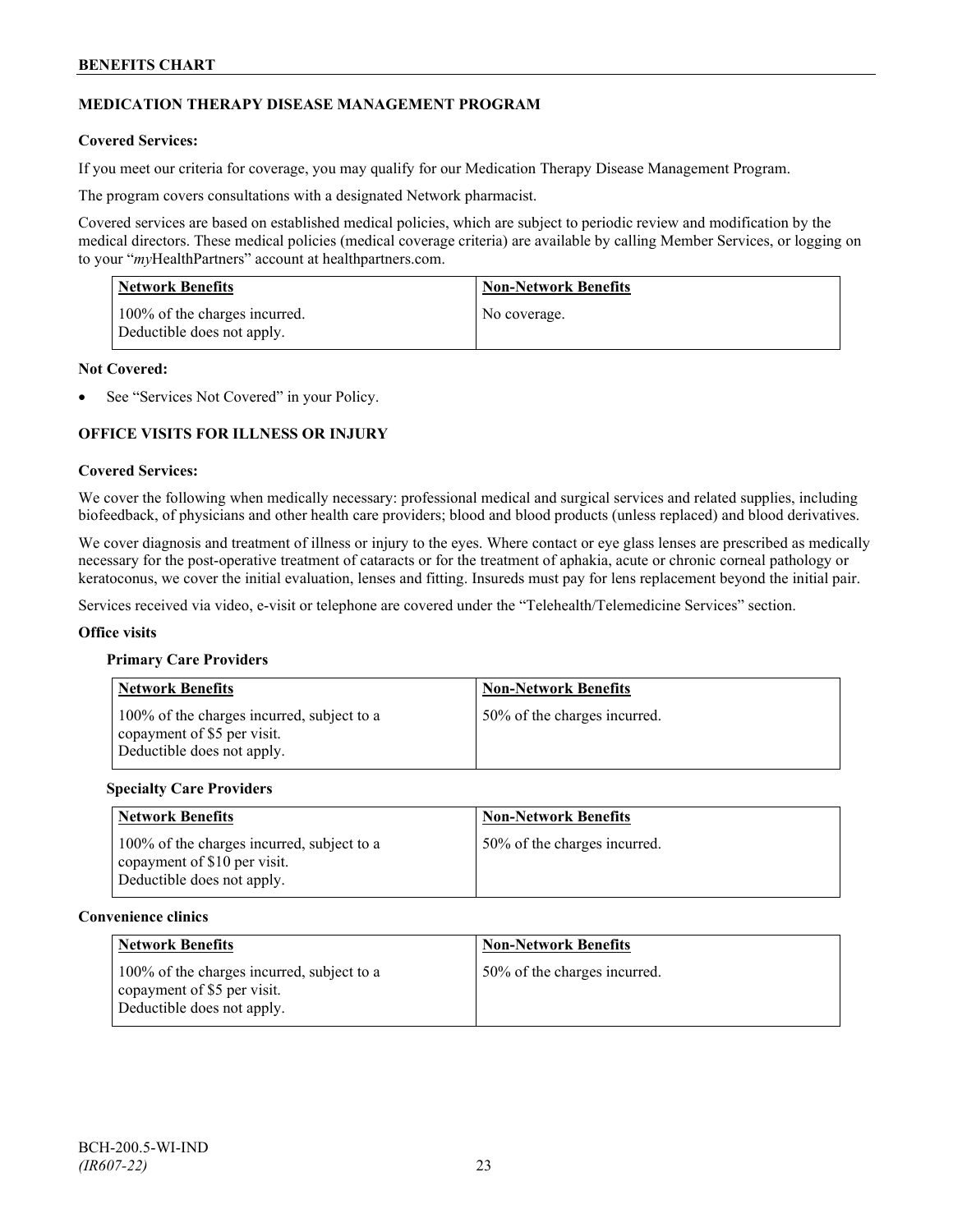## MEDICATION THERAPY DISEASE MANAGEMENT PROGRAM

**Covered Services:**

If you meet our criteria for coverage, you may qualify for our Medication Therapy Disease Management Program.

The program covers consultations with a designated Network pharmacist.

Covered services are based on established medical policies, which are subject to periodic review and modification by the medical directors. These medical policies (medical coverage criteria) are available by calling Member Services, or logging on to your "*my*HealthPartners" account at healthpartners.com.

| Network Benefits | Non-Network Benefits |
|---|---|
| 100% of the charges incurred. Deductible does not apply. | No coverage. |

**Not Covered:**

- See "Services Not Covered" in your Policy.

## OFFICE VISITS FOR ILLNESS OR INJURY

**Covered Services:**

We cover the following when medically necessary: professional medical and surgical services and related supplies, including biofeedback, of physicians and other health care providers; blood and blood products (unless replaced) and blood derivatives.

We cover diagnosis and treatment of illness or injury to the eyes. Where contact or eye glass lenses are prescribed as medically necessary for the post-operative treatment of cataracts or for the treatment of aphakia, acute or chronic corneal pathology or keratoconus, we cover the initial evaluation, lenses and fitting. Insureds must pay for lens replacement beyond the initial pair.

Services received via video, e-visit or telephone are covered under the "Telehealth/Telemedicine Services" section.

**Office visits**

**Primary Care Providers**

| Network Benefits | Non-Network Benefits |
|---|---|
| 100% of the charges incurred, subject to a copayment of $5 per visit. Deductible does not apply. | 50% of the charges incurred. |

**Specialty Care Providers**

| Network Benefits | Non-Network Benefits |
|---|---|
| 100% of the charges incurred, subject to a copayment of $10 per visit. Deductible does not apply. | 50% of the charges incurred. |

**Convenience clinics**

| Network Benefits | Non-Network Benefits |
|---|---|
| 100% of the charges incurred, subject to a copayment of $5 per visit. Deductible does not apply. | 50% of the charges incurred. |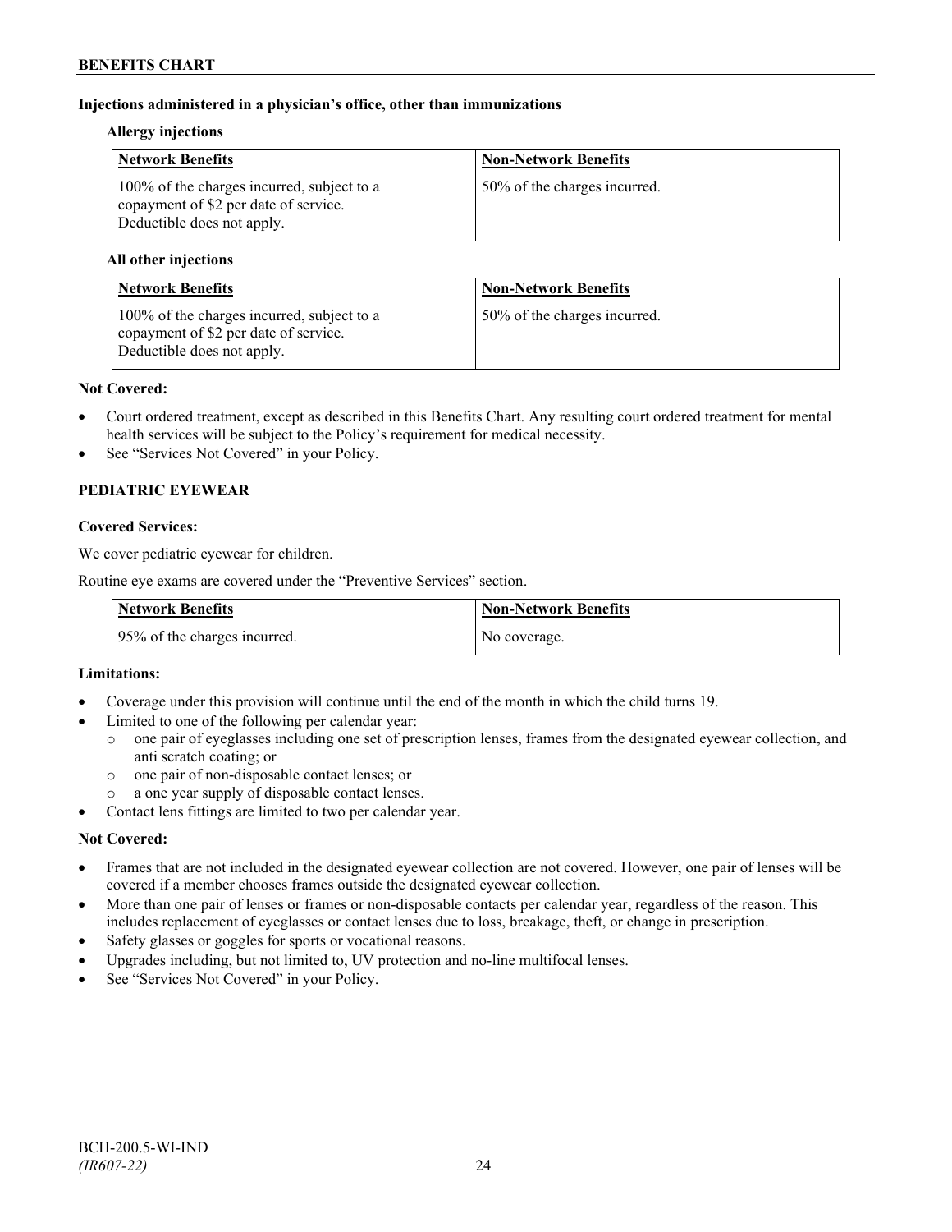**Injections administered in a physician's office, other than immunizations**

**Allergy injections**

| Network Benefits | Non-Network Benefits |
|---|---|
| 100% of the charges incurred, subject to a copayment of $2 per date of service. Deductible does not apply. | 50% of the charges incurred. |

**All other injections**

| Network Benefits | Non-Network Benefits |
|---|---|
| 100% of the charges incurred, subject to a copayment of $2 per date of service. Deductible does not apply. | 50% of the charges incurred. |

**Not Covered:**

- Court ordered treatment, except as described in this Benefits Chart. Any resulting court ordered treatment for mental health services will be subject to the Policy's requirement for medical necessity.
- See "Services Not Covered" in your Policy.

## PEDIATRIC EYEWEAR

**Covered Services:**

We cover pediatric eyewear for children.

Routine eye exams are covered under the "Preventive Services" section.

| Network Benefits | Non-Network Benefits |
|---|---|
| 95% of the charges incurred. | No coverage. |

**Limitations:**

- Coverage under this provision will continue until the end of the month in which the child turns 19.
- Limited to one of the following per calendar year:
  - one pair of eyeglasses including one set of prescription lenses, frames from the designated eyewear collection, and anti scratch coating; or
  - one pair of non-disposable contact lenses; or
  - a one year supply of disposable contact lenses.
- Contact lens fittings are limited to two per calendar year.

**Not Covered:**

- Frames that are not included in the designated eyewear collection are not covered. However, one pair of lenses will be covered if a member chooses frames outside the designated eyewear collection.
- More than one pair of lenses or frames or non-disposable contacts per calendar year, regardless of the reason. This includes replacement of eyeglasses or contact lenses due to loss, breakage, theft, or change in prescription.
- Safety glasses or goggles for sports or vocational reasons.
- Upgrades including, but not limited to, UV protection and no-line multifocal lenses.
- See "Services Not Covered" in your Policy.

BCH-200.5-WI-IND
*(IR607-22)*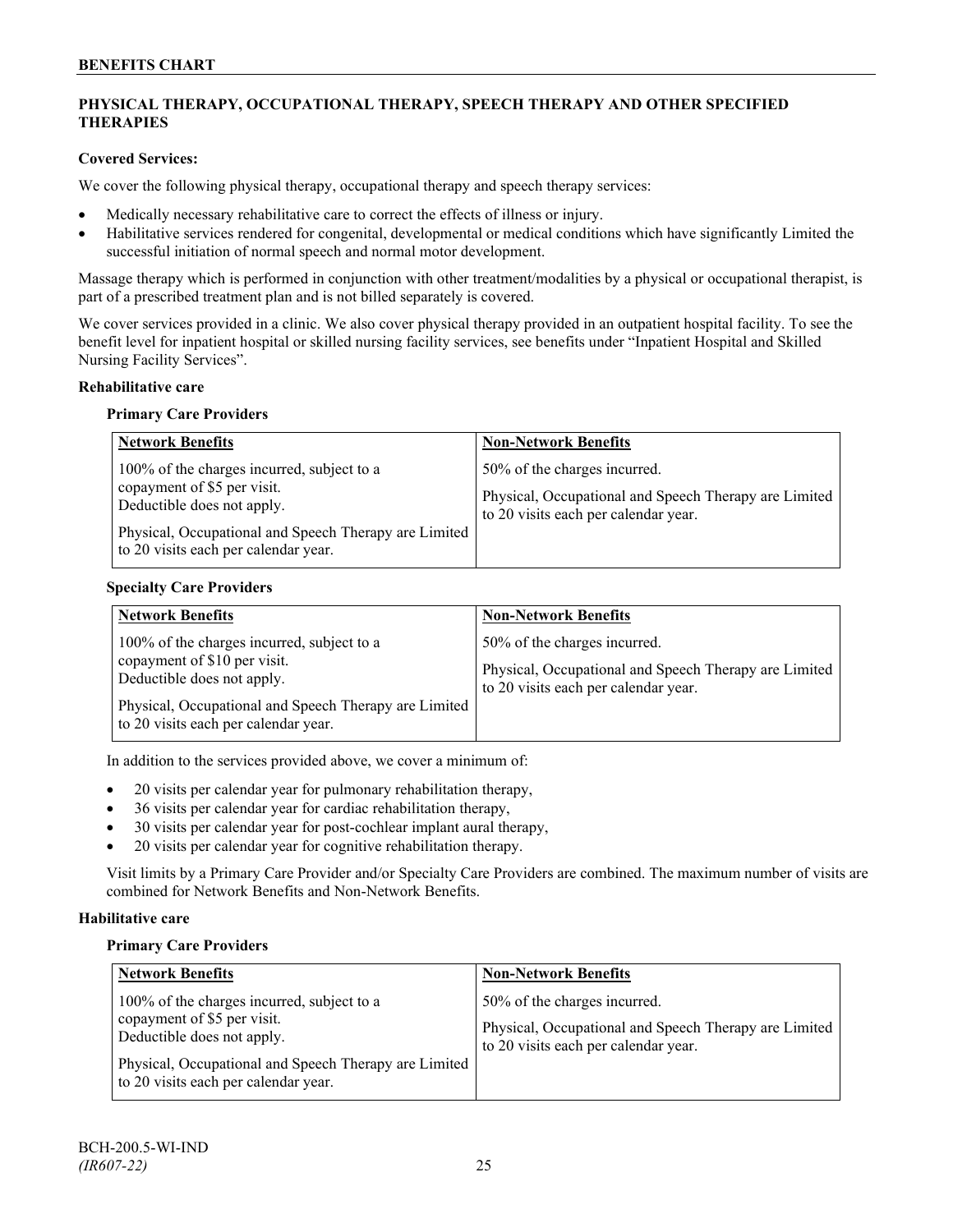## PHYSICAL THERAPY, OCCUPATIONAL THERAPY, SPEECH THERAPY AND OTHER SPECIFIED THERAPIES

**Covered Services:**

We cover the following physical therapy, occupational therapy and speech therapy services:

- Medically necessary rehabilitative care to correct the effects of illness or injury.
- Habilitative services rendered for congenital, developmental or medical conditions which have significantly Limited the successful initiation of normal speech and normal motor development.

Massage therapy which is performed in conjunction with other treatment/modalities by a physical or occupational therapist, is part of a prescribed treatment plan and is not billed separately is covered.

We cover services provided in a clinic. We also cover physical therapy provided in an outpatient hospital facility. To see the benefit level for inpatient hospital or skilled nursing facility services, see benefits under "Inpatient Hospital and Skilled Nursing Facility Services".

**Rehabilitative care**

**Primary Care Providers**

| Network Benefits | Non-Network Benefits |
|---|---|
| 100% of the charges incurred, subject to a copayment of $5 per visit. Deductible does not apply.<br><br>Physical, Occupational and Speech Therapy are Limited to 20 visits each per calendar year. | 50% of the charges incurred.<br><br>Physical, Occupational and Speech Therapy are Limited to 20 visits each per calendar year. |

**Specialty Care Providers**

| Network Benefits | Non-Network Benefits |
|---|---|
| 100% of the charges incurred, subject to a copayment of $10 per visit. Deductible does not apply.<br><br>Physical, Occupational and Speech Therapy are Limited to 20 visits each per calendar year. | 50% of the charges incurred.<br><br>Physical, Occupational and Speech Therapy are Limited to 20 visits each per calendar year. |

In addition to the services provided above, we cover a minimum of:

- 20 visits per calendar year for pulmonary rehabilitation therapy,
- 36 visits per calendar year for cardiac rehabilitation therapy,
- 30 visits per calendar year for post-cochlear implant aural therapy,
- 20 visits per calendar year for cognitive rehabilitation therapy.

Visit limits by a Primary Care Provider and/or Specialty Care Providers are combined. The maximum number of visits are combined for Network Benefits and Non-Network Benefits.

**Habilitative care**

**Primary Care Providers**

| Network Benefits | Non-Network Benefits |
|---|---|
| 100% of the charges incurred, subject to a copayment of $5 per visit. Deductible does not apply.<br><br>Physical, Occupational and Speech Therapy are Limited to 20 visits each per calendar year. | 50% of the charges incurred.<br><br>Physical, Occupational and Speech Therapy are Limited to 20 visits each per calendar year. |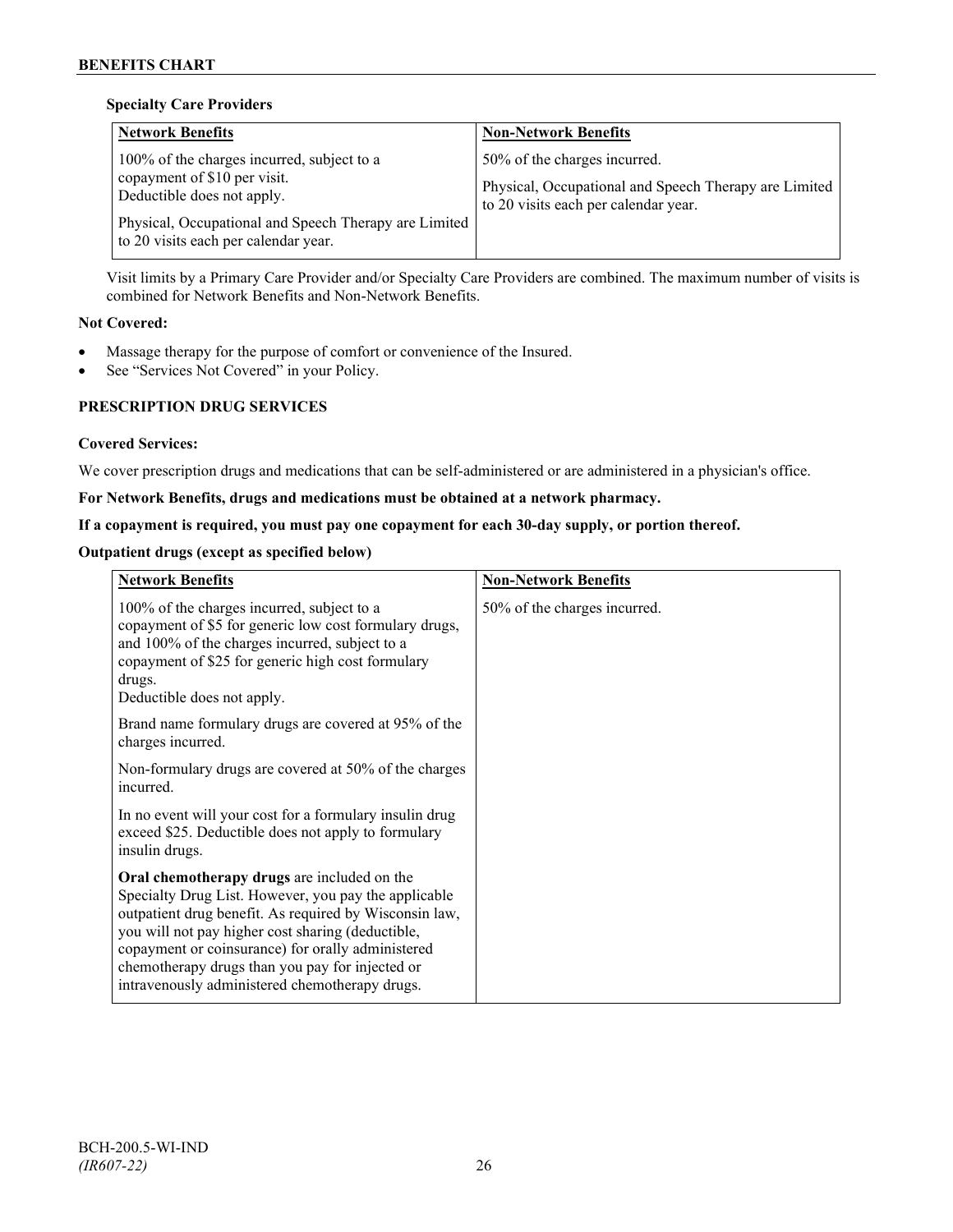**Specialty Care Providers**

| Network Benefits | Non-Network Benefits |
|---|---|
| 100% of the charges incurred, subject to a copayment of $10 per visit. Deductible does not apply.<br><br>Physical, Occupational and Speech Therapy are Limited to 20 visits each per calendar year. | 50% of the charges incurred.<br><br>Physical, Occupational and Speech Therapy are Limited to 20 visits each per calendar year. |

Visit limits by a Primary Care Provider and/or Specialty Care Providers are combined. The maximum number of visits is combined for Network Benefits and Non-Network Benefits.

**Not Covered:**

- Massage therapy for the purpose of comfort or convenience of the Insured.
- See "Services Not Covered" in your Policy.

**PRESCRIPTION DRUG SERVICES**

**Covered Services:**

We cover prescription drugs and medications that can be self-administered or are administered in a physician's office.

**For Network Benefits, drugs and medications must be obtained at a network pharmacy.**

**If a copayment is required, you must pay one copayment for each 30-day supply, or portion thereof.**

**Outpatient drugs (except as specified below)**

| Network Benefits | Non-Network Benefits |
|---|---|
| 100% of the charges incurred, subject to a copayment of $5 for generic low cost formulary drugs, and 100% of the charges incurred, subject to a copayment of $25 for generic high cost formulary drugs.<br>Deductible does not apply.<br><br>Brand name formulary drugs are covered at 95% of the charges incurred.<br><br>Non-formulary drugs are covered at 50% of the charges incurred.<br><br>In no event will your cost for a formulary insulin drug exceed $25. Deductible does not apply to formulary insulin drugs.<br><br>**Oral chemotherapy drugs** are included on the Specialty Drug List. However, you pay the applicable outpatient drug benefit. As required by Wisconsin law, you will not pay higher cost sharing (deductible, copayment or coinsurance) for orally administered chemotherapy drugs than you pay for injected or intravenously administered chemotherapy drugs. | 50% of the charges incurred. |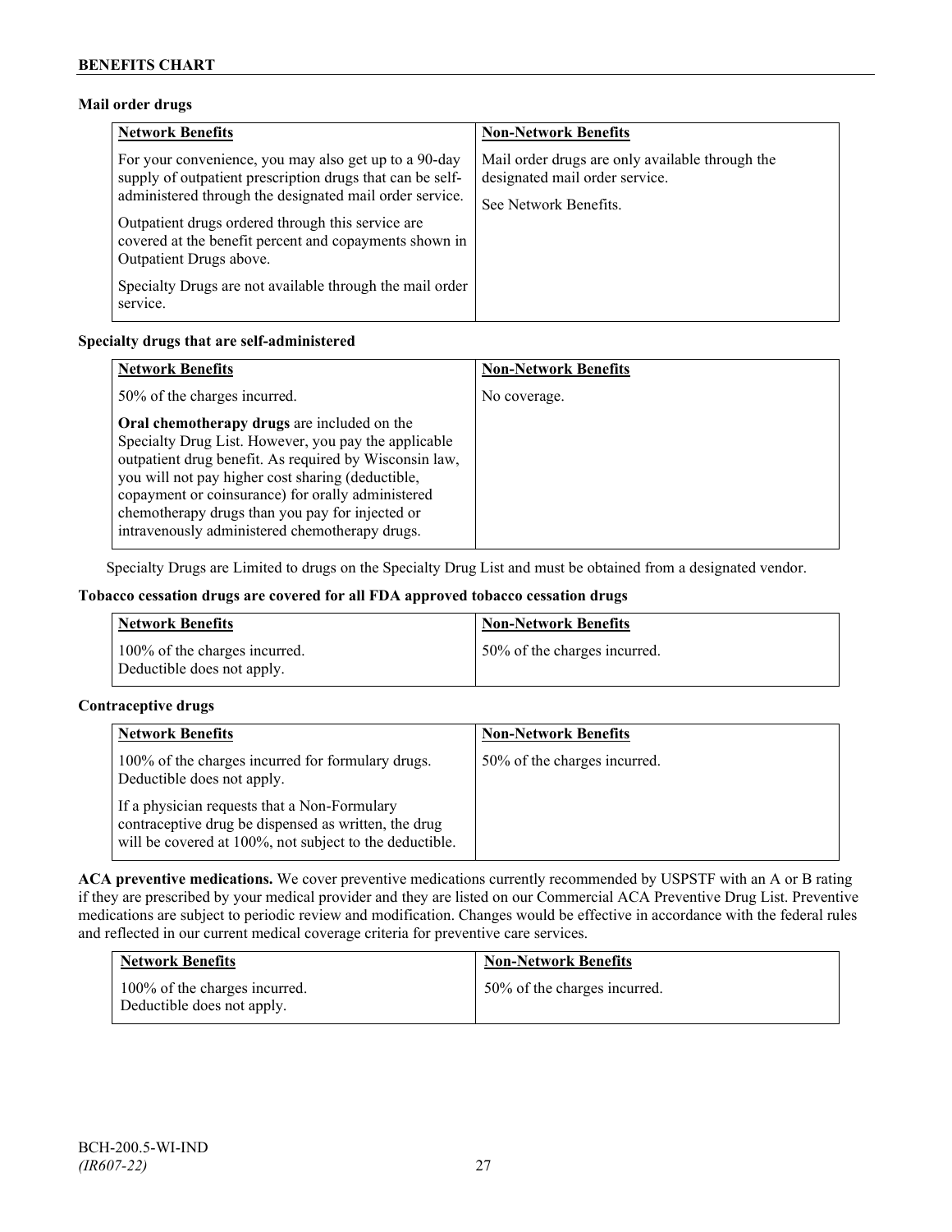### Mail order drugs

| Network Benefits | Non-Network Benefits |
| --- | --- |
| For your convenience, you may also get up to a 90-day supply of outpatient prescription drugs that can be self-administered through the designated mail order service.<br><br>Outpatient drugs ordered through this service are covered at the benefit percent and copayments shown in Outpatient Drugs above.<br><br>Specialty Drugs are not available through the mail order service. | Mail order drugs are only available through the designated mail order service.<br><br>See Network Benefits. |

### Specialty drugs that are self-administered

| Network Benefits | Non-Network Benefits |
| --- | --- |
| 50% of the charges incurred.<br><br>**Oral chemotherapy drugs** are included on the Specialty Drug List. However, you pay the applicable outpatient drug benefit. As required by Wisconsin law, you will not pay higher cost sharing (deductible, copayment or coinsurance) for orally administered chemotherapy drugs than you pay for injected or intravenously administered chemotherapy drugs. | No coverage. |

Specialty Drugs are Limited to drugs on the Specialty Drug List and must be obtained from a designated vendor.

### Tobacco cessation drugs are covered for all FDA approved tobacco cessation drugs

| Network Benefits | Non-Network Benefits |
| --- | --- |
| 100% of the charges incurred.<br>Deductible does not apply. | 50% of the charges incurred. |

### Contraceptive drugs

| Network Benefits | Non-Network Benefits |
| --- | --- |
| 100% of the charges incurred for formulary drugs. Deductible does not apply.<br><br>If a physician requests that a Non-Formulary contraceptive drug be dispensed as written, the drug will be covered at 100%, not subject to the deductible. | 50% of the charges incurred. |

**ACA preventive medications.** We cover preventive medications currently recommended by USPSTF with an A or B rating if they are prescribed by your medical provider and they are listed on our Commercial ACA Preventive Drug List. Preventive medications are subject to periodic review and modification. Changes would be effective in accordance with the federal rules and reflected in our current medical coverage criteria for preventive care services.

| Network Benefits | Non-Network Benefits |
| --- | --- |
| 100% of the charges incurred.<br>Deductible does not apply. | 50% of the charges incurred. |

BCH-200.5-WI-IND
*(IR607-22)*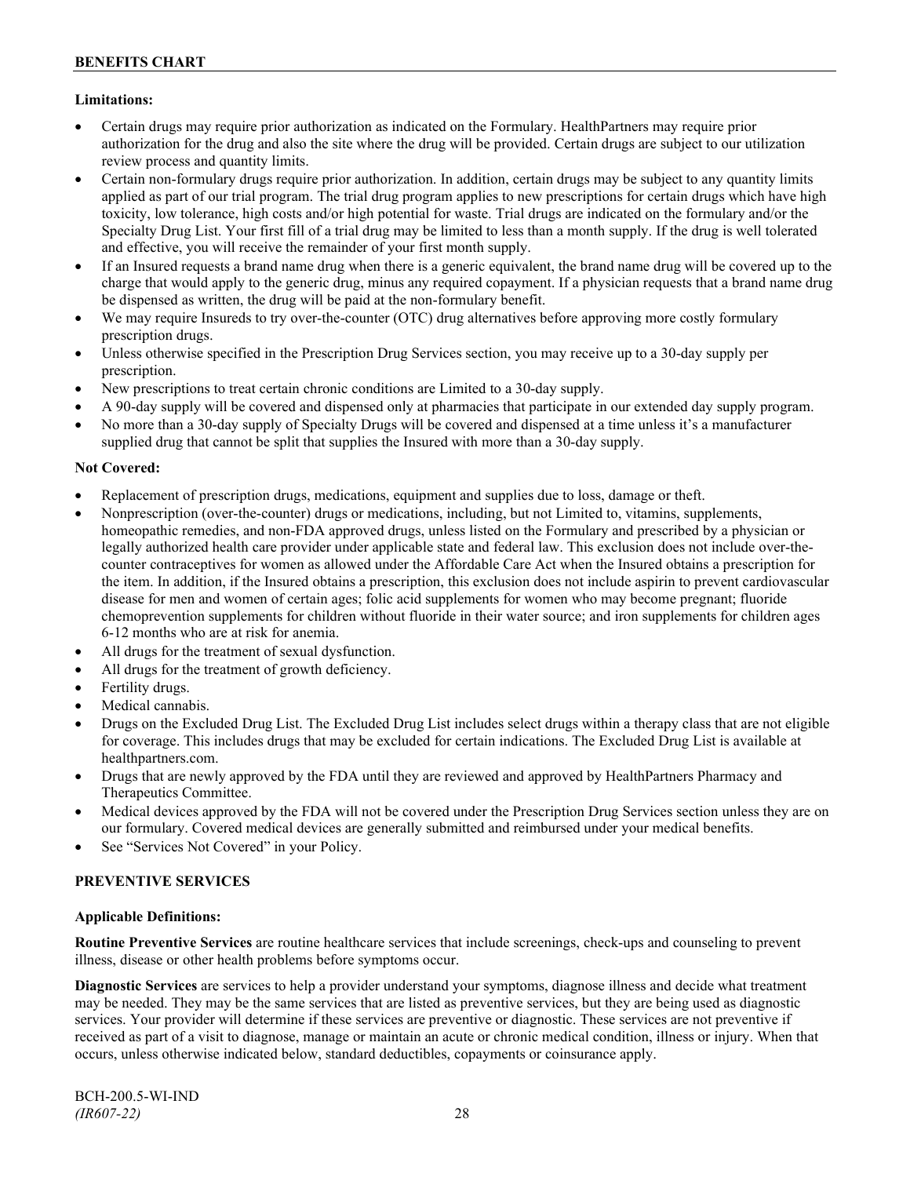**Limitations:**

- Certain drugs may require prior authorization as indicated on the Formulary. HealthPartners may require prior authorization for the drug and also the site where the drug will be provided. Certain drugs are subject to our utilization review process and quantity limits.
- Certain non-formulary drugs require prior authorization. In addition, certain drugs may be subject to any quantity limits applied as part of our trial program. The trial drug program applies to new prescriptions for certain drugs which have high toxicity, low tolerance, high costs and/or high potential for waste. Trial drugs are indicated on the formulary and/or the Specialty Drug List. Your first fill of a trial drug may be limited to less than a month supply. If the drug is well tolerated and effective, you will receive the remainder of your first month supply.
- If an Insured requests a brand name drug when there is a generic equivalent, the brand name drug will be covered up to the charge that would apply to the generic drug, minus any required copayment. If a physician requests that a brand name drug be dispensed as written, the drug will be paid at the non-formulary benefit.
- We may require Insureds to try over-the-counter (OTC) drug alternatives before approving more costly formulary prescription drugs.
- Unless otherwise specified in the Prescription Drug Services section, you may receive up to a 30-day supply per prescription.
- New prescriptions to treat certain chronic conditions are Limited to a 30-day supply.
- A 90-day supply will be covered and dispensed only at pharmacies that participate in our extended day supply program.
- No more than a 30-day supply of Specialty Drugs will be covered and dispensed at a time unless it's a manufacturer supplied drug that cannot be split that supplies the Insured with more than a 30-day supply.

**Not Covered:**

- Replacement of prescription drugs, medications, equipment and supplies due to loss, damage or theft.
- Nonprescription (over-the-counter) drugs or medications, including, but not Limited to, vitamins, supplements, homeopathic remedies, and non-FDA approved drugs, unless listed on the Formulary and prescribed by a physician or legally authorized health care provider under applicable state and federal law. This exclusion does not include over-the-counter contraceptives for women as allowed under the Affordable Care Act when the Insured obtains a prescription for the item. In addition, if the Insured obtains a prescription, this exclusion does not include aspirin to prevent cardiovascular disease for men and women of certain ages; folic acid supplements for women who may become pregnant; fluoride chemoprevention supplements for children without fluoride in their water source; and iron supplements for children ages 6-12 months who are at risk for anemia.
- All drugs for the treatment of sexual dysfunction.
- All drugs for the treatment of growth deficiency.
- Fertility drugs.
- Medical cannabis.
- Drugs on the Excluded Drug List. The Excluded Drug List includes select drugs within a therapy class that are not eligible for coverage. This includes drugs that may be excluded for certain indications. The Excluded Drug List is available at healthpartners.com.
- Drugs that are newly approved by the FDA until they are reviewed and approved by HealthPartners Pharmacy and Therapeutics Committee.
- Medical devices approved by the FDA will not be covered under the Prescription Drug Services section unless they are on our formulary. Covered medical devices are generally submitted and reimbursed under your medical benefits.
- See "Services Not Covered" in your Policy.

## PREVENTIVE SERVICES

**Applicable Definitions:**

**Routine Preventive Services** are routine healthcare services that include screenings, check-ups and counseling to prevent illness, disease or other health problems before symptoms occur.

**Diagnostic Services** are services to help a provider understand your symptoms, diagnose illness and decide what treatment may be needed. They may be the same services that are listed as preventive services, but they are being used as diagnostic services. Your provider will determine if these services are preventive or diagnostic. These services are not preventive if received as part of a visit to diagnose, manage or maintain an acute or chronic medical condition, illness or injury. When that occurs, unless otherwise indicated below, standard deductibles, copayments or coinsurance apply.

BCH-200.5-WI-IND
*(IR607-22)*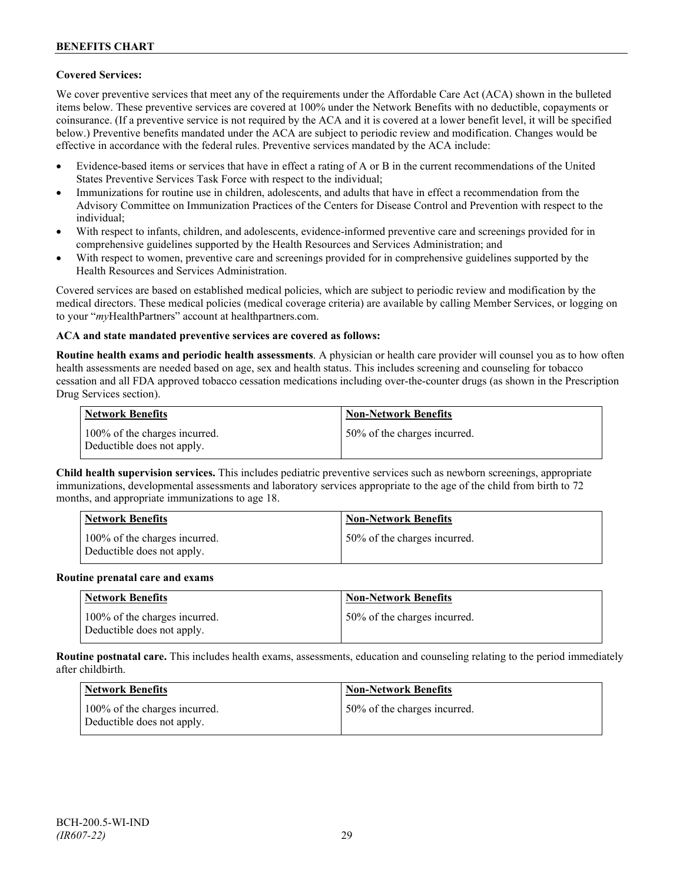**Covered Services:**

We cover preventive services that meet any of the requirements under the Affordable Care Act (ACA) shown in the bulleted items below. These preventive services are covered at 100% under the Network Benefits with no deductible, copayments or coinsurance. (If a preventive service is not required by the ACA and it is covered at a lower benefit level, it will be specified below.) Preventive benefits mandated under the ACA are subject to periodic review and modification. Changes would be effective in accordance with the federal rules. Preventive services mandated by the ACA include:

- Evidence-based items or services that have in effect a rating of A or B in the current recommendations of the United States Preventive Services Task Force with respect to the individual;
- Immunizations for routine use in children, adolescents, and adults that have in effect a recommendation from the Advisory Committee on Immunization Practices of the Centers for Disease Control and Prevention with respect to the individual;
- With respect to infants, children, and adolescents, evidence-informed preventive care and screenings provided for in comprehensive guidelines supported by the Health Resources and Services Administration; and
- With respect to women, preventive care and screenings provided for in comprehensive guidelines supported by the Health Resources and Services Administration.

Covered services are based on established medical policies, which are subject to periodic review and modification by the medical directors. These medical policies (medical coverage criteria) are available by calling Member Services, or logging on to your "*my*HealthPartners" account at healthpartners.com.

**ACA and state mandated preventive services are covered as follows:**

**Routine health exams and periodic health assessments**. A physician or health care provider will counsel you as to how often health assessments are needed based on age, sex and health status. This includes screening and counseling for tobacco cessation and all FDA approved tobacco cessation medications including over-the-counter drugs (as shown in the Prescription Drug Services section).

| Network Benefits | Non-Network Benefits |
|---|---|
| 100% of the charges incurred. Deductible does not apply. | 50% of the charges incurred. |

**Child health supervision services.** This includes pediatric preventive services such as newborn screenings, appropriate immunizations, developmental assessments and laboratory services appropriate to the age of the child from birth to 72 months, and appropriate immunizations to age 18.

| Network Benefits | Non-Network Benefits |
|---|---|
| 100% of the charges incurred. Deductible does not apply. | 50% of the charges incurred. |

**Routine prenatal care and exams**

| Network Benefits | Non-Network Benefits |
|---|---|
| 100% of the charges incurred. Deductible does not apply. | 50% of the charges incurred. |

**Routine postnatal care.** This includes health exams, assessments, education and counseling relating to the period immediately after childbirth.

| Network Benefits | Non-Network Benefits |
|---|---|
| 100% of the charges incurred. Deductible does not apply. | 50% of the charges incurred. |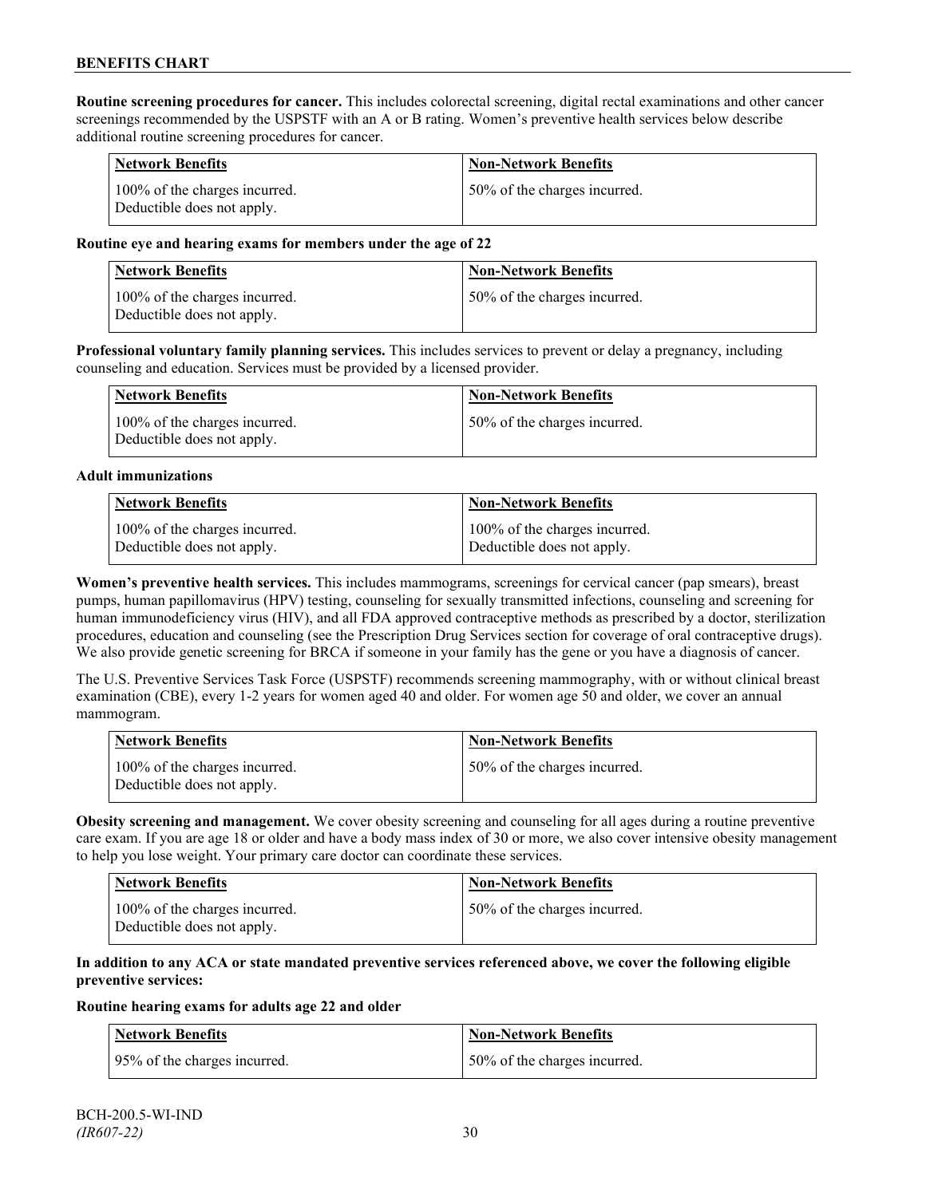**Routine screening procedures for cancer.** This includes colorectal screening, digital rectal examinations and other cancer screenings recommended by the USPSTF with an A or B rating. Women's preventive health services below describe additional routine screening procedures for cancer.

| Network Benefits | Non-Network Benefits |
|---|---|
| 100% of the charges incurred. Deductible does not apply. | 50% of the charges incurred. |

**Routine eye and hearing exams for members under the age of 22**

| Network Benefits | Non-Network Benefits |
|---|---|
| 100% of the charges incurred. Deductible does not apply. | 50% of the charges incurred. |

**Professional voluntary family planning services.** This includes services to prevent or delay a pregnancy, including counseling and education. Services must be provided by a licensed provider.

| Network Benefits | Non-Network Benefits |
|---|---|
| 100% of the charges incurred. Deductible does not apply. | 50% of the charges incurred. |

**Adult immunizations**

| Network Benefits | Non-Network Benefits |
|---|---|
| 100% of the charges incurred. Deductible does not apply. | 100% of the charges incurred. Deductible does not apply. |

**Women's preventive health services.** This includes mammograms, screenings for cervical cancer (pap smears), breast pumps, human papillomavirus (HPV) testing, counseling for sexually transmitted infections, counseling and screening for human immunodeficiency virus (HIV), and all FDA approved contraceptive methods as prescribed by a doctor, sterilization procedures, education and counseling (see the Prescription Drug Services section for coverage of oral contraceptive drugs). We also provide genetic screening for BRCA if someone in your family has the gene or you have a diagnosis of cancer.

The U.S. Preventive Services Task Force (USPSTF) recommends screening mammography, with or without clinical breast examination (CBE), every 1-2 years for women aged 40 and older. For women age 50 and older, we cover an annual mammogram.

| Network Benefits | Non-Network Benefits |
|---|---|
| 100% of the charges incurred. Deductible does not apply. | 50% of the charges incurred. |

**Obesity screening and management.** We cover obesity screening and counseling for all ages during a routine preventive care exam. If you are age 18 or older and have a body mass index of 30 or more, we also cover intensive obesity management to help you lose weight. Your primary care doctor can coordinate these services.

| Network Benefits | Non-Network Benefits |
|---|---|
| 100% of the charges incurred. Deductible does not apply. | 50% of the charges incurred. |

**In addition to any ACA or state mandated preventive services referenced above, we cover the following eligible preventive services:**

**Routine hearing exams for adults age 22 and older**

| Network Benefits | Non-Network Benefits |
|---|---|
| 95% of the charges incurred. | 50% of the charges incurred. |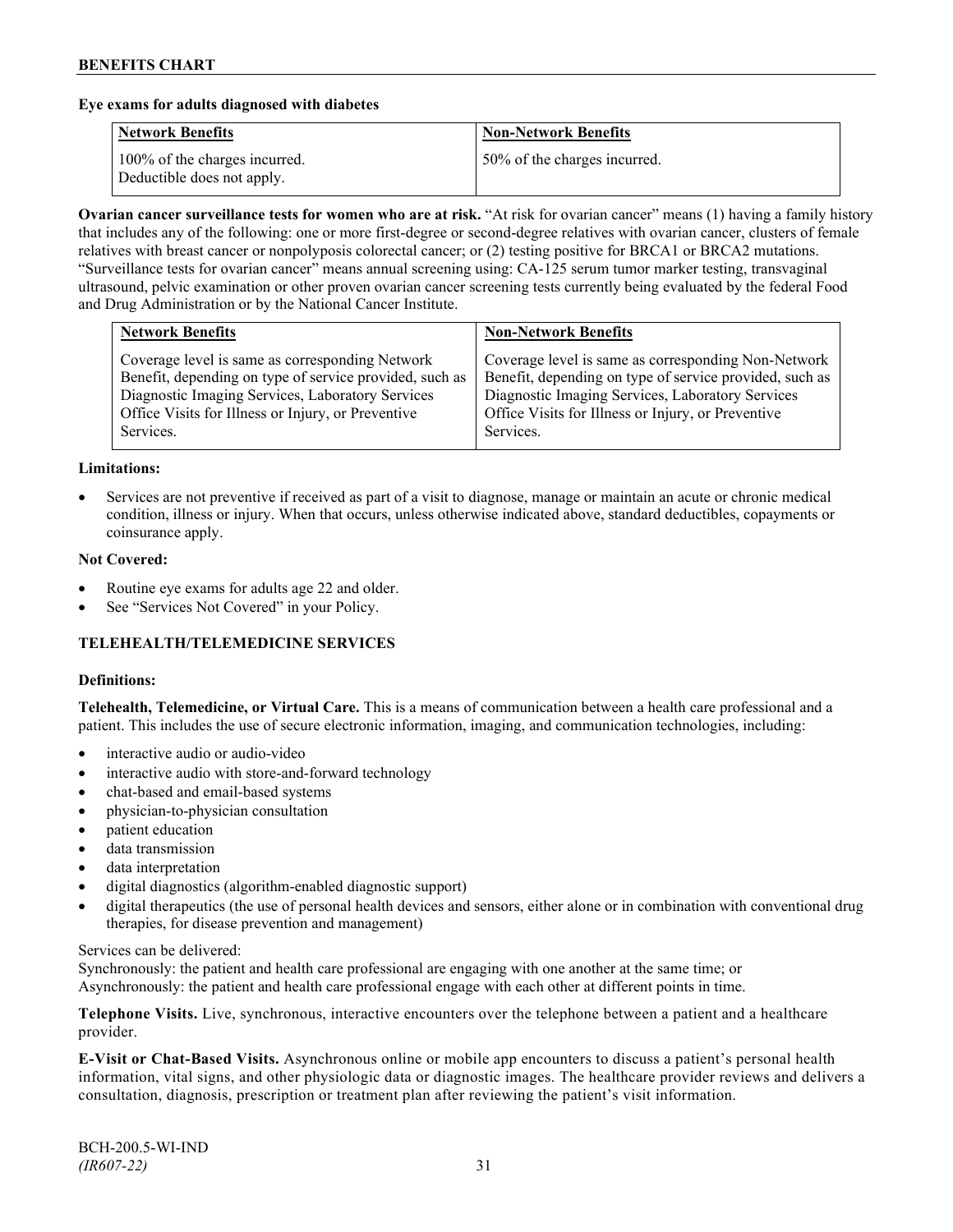**Eye exams for adults diagnosed with diabetes**

| Network Benefits | Non-Network Benefits |
|---|---|
| 100% of the charges incurred. Deductible does not apply. | 50% of the charges incurred. |

**Ovarian cancer surveillance tests for women who are at risk.** "At risk for ovarian cancer" means (1) having a family history that includes any of the following: one or more first-degree or second-degree relatives with ovarian cancer, clusters of female relatives with breast cancer or nonpolyposis colorectal cancer; or (2) testing positive for BRCA1 or BRCA2 mutations. "Surveillance tests for ovarian cancer" means annual screening using: CA-125 serum tumor marker testing, transvaginal ultrasound, pelvic examination or other proven ovarian cancer screening tests currently being evaluated by the federal Food and Drug Administration or by the National Cancer Institute.

| Network Benefits | Non-Network Benefits |
|---|---|
| Coverage level is same as corresponding Network Benefit, depending on type of service provided, such as Diagnostic Imaging Services, Laboratory Services Office Visits for Illness or Injury, or Preventive Services. | Coverage level is same as corresponding Non-Network Benefit, depending on type of service provided, such as Diagnostic Imaging Services, Laboratory Services Office Visits for Illness or Injury, or Preventive Services. |

**Limitations:**

- Services are not preventive if received as part of a visit to diagnose, manage or maintain an acute or chronic medical condition, illness or injury. When that occurs, unless otherwise indicated above, standard deductibles, copayments or coinsurance apply.

**Not Covered:**

- Routine eye exams for adults age 22 and older.
- See "Services Not Covered" in your Policy.

## TELEHEALTH/TELEMEDICINE SERVICES

**Definitions:**

**Telehealth, Telemedicine, or Virtual Care.** This is a means of communication between a health care professional and a patient. This includes the use of secure electronic information, imaging, and communication technologies, including:

- interactive audio or audio-video
- interactive audio with store-and-forward technology
- chat-based and email-based systems
- physician-to-physician consultation
- patient education
- data transmission
- data interpretation
- digital diagnostics (algorithm-enabled diagnostic support)
- digital therapeutics (the use of personal health devices and sensors, either alone or in combination with conventional drug therapies, for disease prevention and management)

Services can be delivered:
Synchronously: the patient and health care professional are engaging with one another at the same time; or
Asynchronously: the patient and health care professional engage with each other at different points in time.

**Telephone Visits.** Live, synchronous, interactive encounters over the telephone between a patient and a healthcare provider.

**E-Visit or Chat-Based Visits.** Asynchronous online or mobile app encounters to discuss a patient's personal health information, vital signs, and other physiologic data or diagnostic images. The healthcare provider reviews and delivers a consultation, diagnosis, prescription or treatment plan after reviewing the patient's visit information.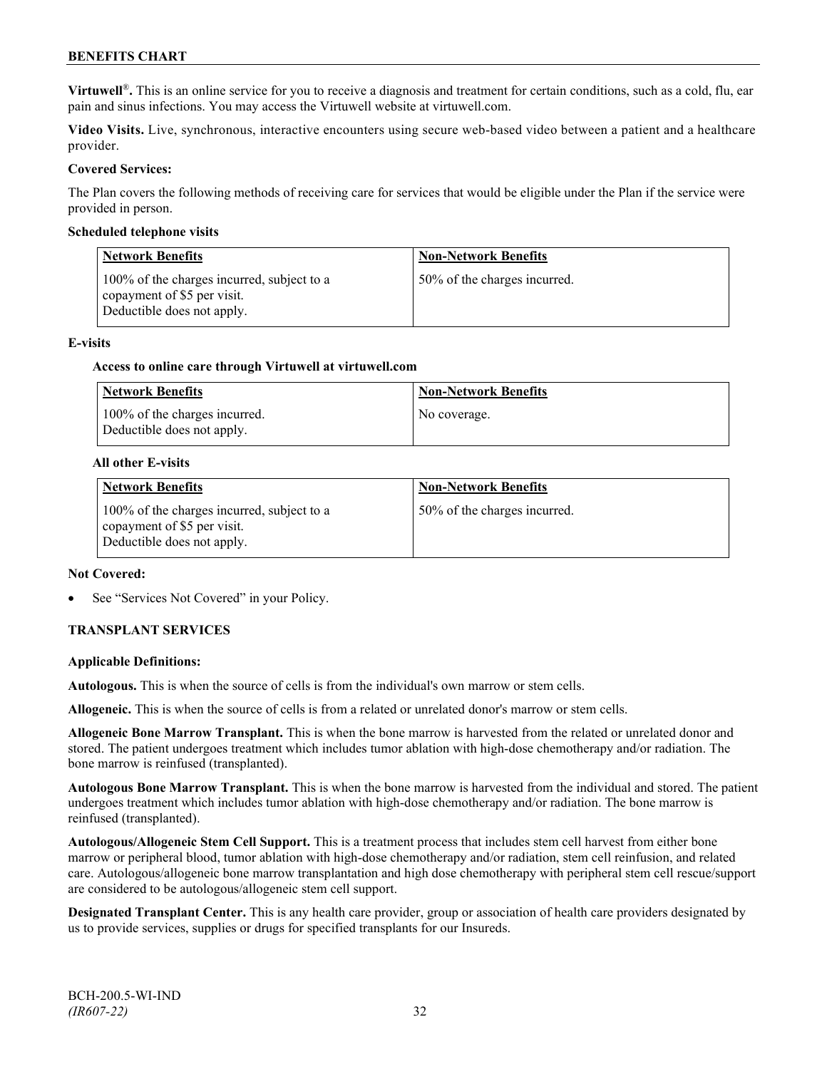**Virtuwell®.** This is an online service for you to receive a diagnosis and treatment for certain conditions, such as a cold, flu, ear pain and sinus infections. You may access the Virtuwell website at virtuwell.com.

**Video Visits.** Live, synchronous, interactive encounters using secure web-based video between a patient and a healthcare provider.

**Covered Services:**

The Plan covers the following methods of receiving care for services that would be eligible under the Plan if the service were provided in person.

**Scheduled telephone visits**

| Network Benefits | Non-Network Benefits |
|---|---|
| 100% of the charges incurred, subject to a copayment of $5 per visit. Deductible does not apply. | 50% of the charges incurred. |

**E-visits**

**Access to online care through Virtuwell at virtuwell.com**

| Network Benefits | Non-Network Benefits |
|---|---|
| 100% of the charges incurred. Deductible does not apply. | No coverage. |

**All other E-visits**

| Network Benefits | Non-Network Benefits |
|---|---|
| 100% of the charges incurred, subject to a copayment of $5 per visit. Deductible does not apply. | 50% of the charges incurred. |

**Not Covered:**

- See "Services Not Covered" in your Policy.

## TRANSPLANT SERVICES

**Applicable Definitions:**

**Autologous.** This is when the source of cells is from the individual's own marrow or stem cells.

**Allogeneic.** This is when the source of cells is from a related or unrelated donor's marrow or stem cells.

**Allogeneic Bone Marrow Transplant.** This is when the bone marrow is harvested from the related or unrelated donor and stored. The patient undergoes treatment which includes tumor ablation with high-dose chemotherapy and/or radiation. The bone marrow is reinfused (transplanted).

**Autologous Bone Marrow Transplant.** This is when the bone marrow is harvested from the individual and stored. The patient undergoes treatment which includes tumor ablation with high-dose chemotherapy and/or radiation. The bone marrow is reinfused (transplanted).

**Autologous/Allogeneic Stem Cell Support.** This is a treatment process that includes stem cell harvest from either bone marrow or peripheral blood, tumor ablation with high-dose chemotherapy and/or radiation, stem cell reinfusion, and related care. Autologous/allogeneic bone marrow transplantation and high dose chemotherapy with peripheral stem cell rescue/support are considered to be autologous/allogeneic stem cell support.

**Designated Transplant Center.** This is any health care provider, group or association of health care providers designated by us to provide services, supplies or drugs for specified transplants for our Insureds.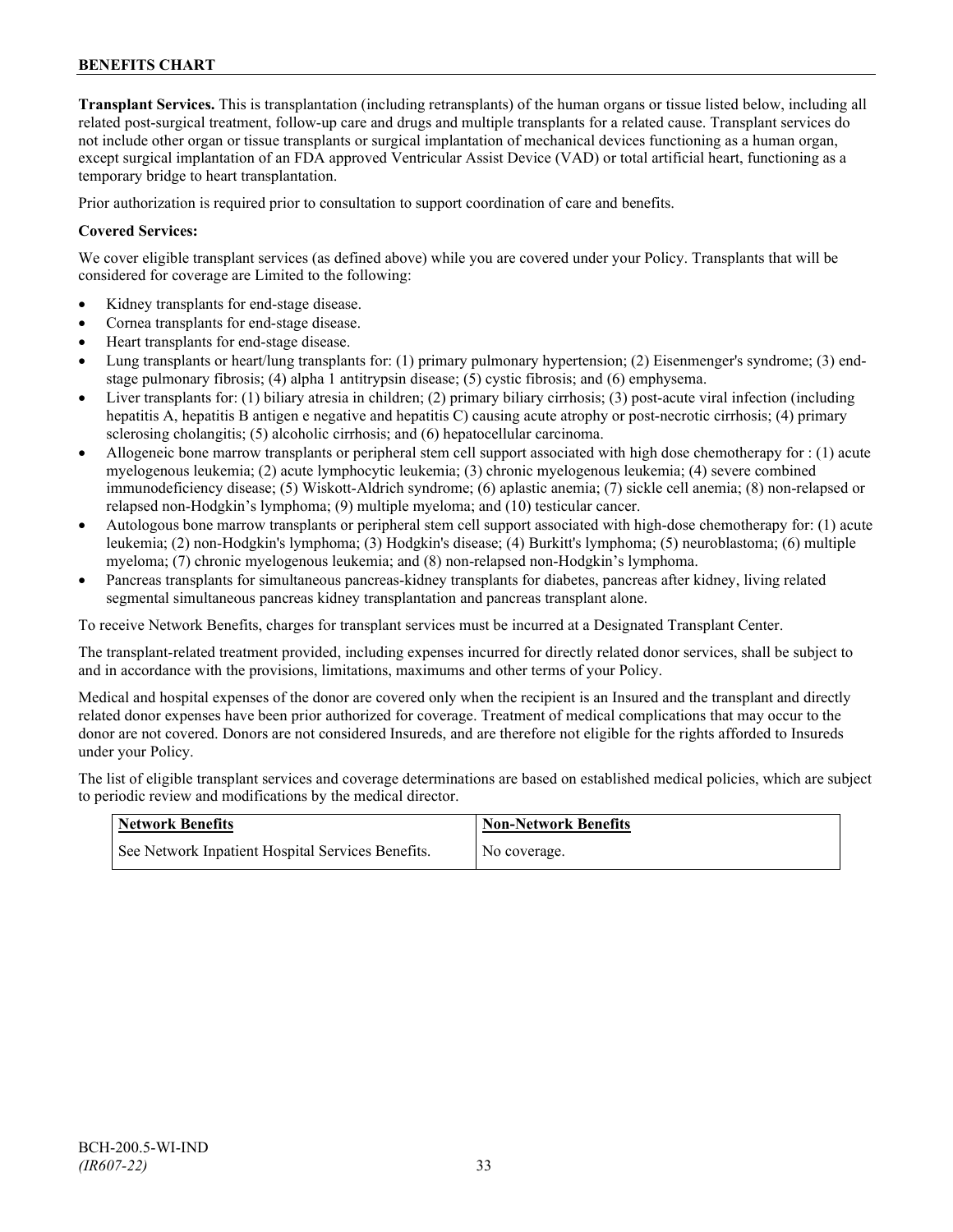**Transplant Services.** This is transplantation (including retransplants) of the human organs or tissue listed below, including all related post-surgical treatment, follow-up care and drugs and multiple transplants for a related cause. Transplant services do not include other organ or tissue transplants or surgical implantation of mechanical devices functioning as a human organ, except surgical implantation of an FDA approved Ventricular Assist Device (VAD) or total artificial heart, functioning as a temporary bridge to heart transplantation.

Prior authorization is required prior to consultation to support coordination of care and benefits.

**Covered Services:**

We cover eligible transplant services (as defined above) while you are covered under your Policy. Transplants that will be considered for coverage are Limited to the following:

- Kidney transplants for end-stage disease.
- Cornea transplants for end-stage disease.
- Heart transplants for end-stage disease.
- Lung transplants or heart/lung transplants for: (1) primary pulmonary hypertension; (2) Eisenmenger's syndrome; (3) end-stage pulmonary fibrosis; (4) alpha 1 antitrypsin disease; (5) cystic fibrosis; and (6) emphysema.
- Liver transplants for: (1) biliary atresia in children; (2) primary biliary cirrhosis; (3) post-acute viral infection (including hepatitis A, hepatitis B antigen e negative and hepatitis C) causing acute atrophy or post-necrotic cirrhosis; (4) primary sclerosing cholangitis; (5) alcoholic cirrhosis; and (6) hepatocellular carcinoma.
- Allogeneic bone marrow transplants or peripheral stem cell support associated with high dose chemotherapy for : (1) acute myelogenous leukemia; (2) acute lymphocytic leukemia; (3) chronic myelogenous leukemia; (4) severe combined immunodeficiency disease; (5) Wiskott-Aldrich syndrome; (6) aplastic anemia; (7) sickle cell anemia; (8) non-relapsed or relapsed non-Hodgkin's lymphoma; (9) multiple myeloma; and (10) testicular cancer.
- Autologous bone marrow transplants or peripheral stem cell support associated with high-dose chemotherapy for: (1) acute leukemia; (2) non-Hodgkin's lymphoma; (3) Hodgkin's disease; (4) Burkitt's lymphoma; (5) neuroblastoma; (6) multiple myeloma; (7) chronic myelogenous leukemia; and (8) non-relapsed non-Hodgkin's lymphoma.
- Pancreas transplants for simultaneous pancreas-kidney transplants for diabetes, pancreas after kidney, living related segmental simultaneous pancreas kidney transplantation and pancreas transplant alone.

To receive Network Benefits, charges for transplant services must be incurred at a Designated Transplant Center.

The transplant-related treatment provided, including expenses incurred for directly related donor services, shall be subject to and in accordance with the provisions, limitations, maximums and other terms of your Policy.

Medical and hospital expenses of the donor are covered only when the recipient is an Insured and the transplant and directly related donor expenses have been prior authorized for coverage. Treatment of medical complications that may occur to the donor are not covered. Donors are not considered Insureds, and are therefore not eligible for the rights afforded to Insureds under your Policy.

The list of eligible transplant services and coverage determinations are based on established medical policies, which are subject to periodic review and modifications by the medical director.

| Network Benefits | Non-Network Benefits |
|---|---|
| See Network Inpatient Hospital Services Benefits. | No coverage. |

BCH-200.5-WI-IND
*(IR607-22)*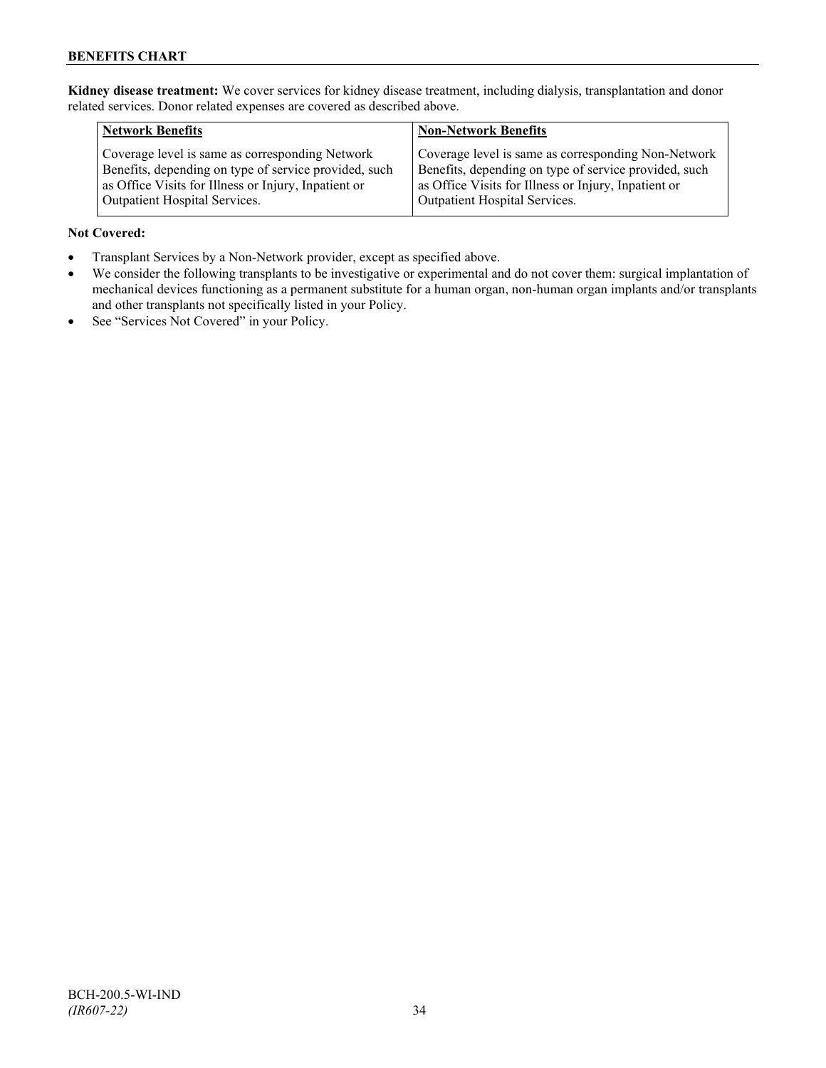**Kidney disease treatment:** We cover services for kidney disease treatment, including dialysis, transplantation and donor related services. Donor related expenses are covered as described above.

| **Network Benefits** | **Non-Network Benefits** |
| --- | --- |
| Coverage level is same as corresponding Network Benefits, depending on type of service provided, such as Office Visits for Illness or Injury, Inpatient or Outpatient Hospital Services. | Coverage level is same as corresponding Non-Network Benefits, depending on type of service provided, such as Office Visits for Illness or Injury, Inpatient or Outpatient Hospital Services. |

**Not Covered:**

- Transplant Services by a Non-Network provider, except as specified above.
- We consider the following transplants to be investigative or experimental and do not cover them: surgical implantation of mechanical devices functioning as a permanent substitute for a human organ, non-human organ implants and/or transplants and other transplants not specifically listed in your Policy.
- See "Services Not Covered" in your Policy.

BCH-200.5-WI-IND
*(IR607-22)*